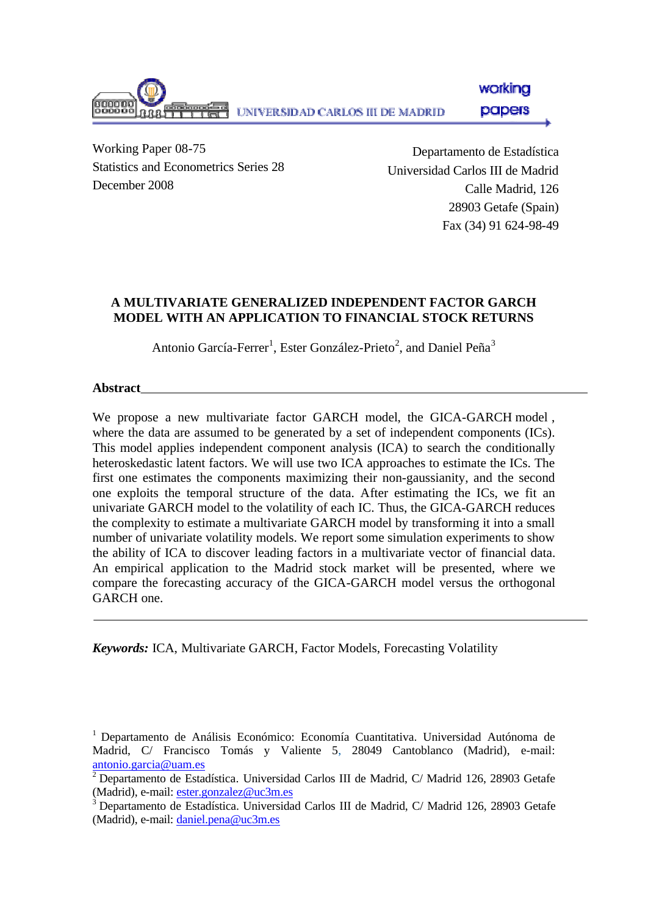Working Paper 08-75
Statistics and Econometrics Series 28
December 2008

Departamento de Estadística
Universidad Carlos III de Madrid
Calle Madrid, 126
28903 Getafe (Spain)
Fax (34) 91 624-98-49

# A MULTIVARIATE GENERALIZED INDEPENDENT FACTOR GARCH MODEL WITH AN APPLICATION TO FINANCIAL STOCK RETURNS

Antonio García-Ferrer[1], Ester González-Prieto[2], and Daniel Peña[3]

## Abstract

We propose a new multivariate factor GARCH model, the GICA-GARCH model , where the data are assumed to be generated by a set of independent components (ICs). This model applies independent component analysis (ICA) to search the conditionally heteroskedastic latent factors. We will use two ICA approaches to estimate the ICs. The first one estimates the components maximizing their non-gaussianity, and the second one exploits the temporal structure of the data. After estimating the ICs, we fit an univariate GARCH model to the volatility of each IC. Thus, the GICA-GARCH reduces the complexity to estimate a multivariate GARCH model by transforming it into a small number of univariate volatility models. We report some simulation experiments to show the ability of ICA to discover leading factors in a multivariate vector of financial data. An empirical application to the Madrid stock market will be presented, where we compare the forecasting accuracy of the GICA-GARCH model versus the orthogonal GARCH one.

***Keywords:*** ICA, Multivariate GARCH, Factor Models, Forecasting Volatility

[1] Departamento de Análisis Económico: Economía Cuantitativa. Universidad Autónoma de Madrid, C/ Francisco Tomás y Valiente 5, 28049 Cantoblanco (Madrid), e-mail: antonio.garcia@uam.es

[2] Departamento de Estadística. Universidad Carlos III de Madrid, C/ Madrid 126, 28903 Getafe (Madrid), e-mail: ester.gonzalez@uc3m.es

[3] Departamento de Estadística. Universidad Carlos III de Madrid, C/ Madrid 126, 28903 Getafe (Madrid), e-mail: daniel.pena@uc3m.es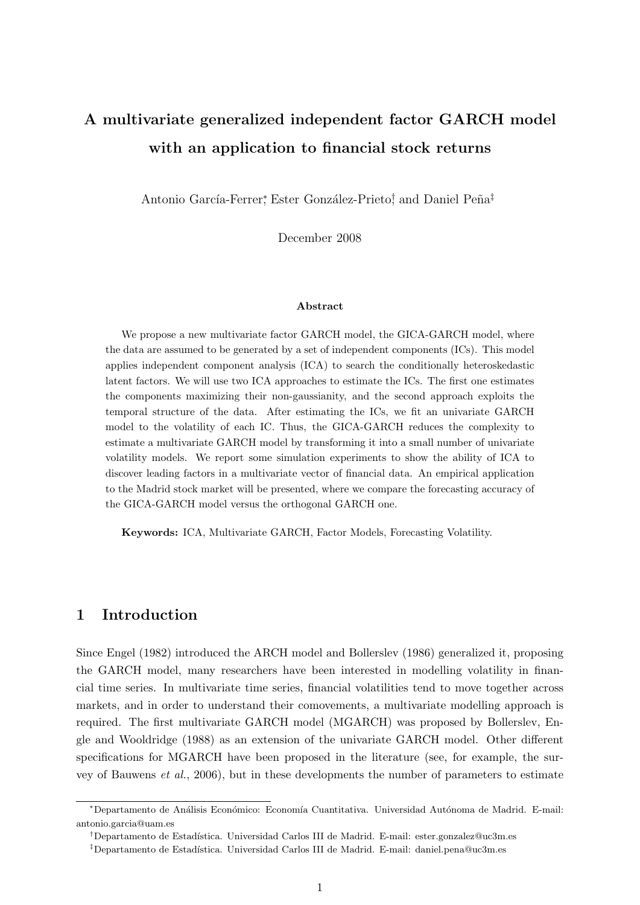# A multivariate generalized independent factor GARCH model with an application to financial stock returns

Antonio García-Ferrer[*], Ester González-Prieto[†], and Daniel Peña[‡]

December 2008

#### Abstract

We propose a new multivariate factor GARCH model, the GICA-GARCH model, where the data are assumed to be generated by a set of independent components (ICs). This model applies independent component analysis (ICA) to search the conditionally heteroskedastic latent factors. We will use two ICA approaches to estimate the ICs. The first one estimates the components maximizing their non-gaussianity, and the second approach exploits the temporal structure of the data. After estimating the ICs, we fit an univariate GARCH model to the volatility of each IC. Thus, the GICA-GARCH reduces the complexity to estimate a multivariate GARCH model by transforming it into a small number of univariate volatility models. We report some simulation experiments to show the ability of ICA to discover leading factors in a multivariate vector of financial data. An empirical application to the Madrid stock market will be presented, where we compare the forecasting accuracy of the GICA-GARCH model versus the orthogonal GARCH one.

**Keywords:** ICA, Multivariate GARCH, Factor Models, Forecasting Volatility.

## 1 Introduction

Since Engel (1982) introduced the ARCH model and Bollerslev (1986) generalized it, proposing the GARCH model, many researchers have been interested in modelling volatility in financial time series. In multivariate time series, financial volatilities tend to move together across markets, and in order to understand their comovements, a multivariate modelling approach is required. The first multivariate GARCH model (MGARCH) was proposed by Bollerslev, Engle and Wooldridge (1988) as an extension of the univariate GARCH model. Other different specifications for MGARCH have been proposed in the literature (see, for example, the survey of Bauwens *et al.*, 2006), but in these developments the number of parameters to estimate

---

[*] Departamento de Análisis Económico: Economía Cuantitativa. Universidad Autónoma de Madrid. E-mail: antonio.garcia@uam.es

[†] Departamento de Estadística. Universidad Carlos III de Madrid. E-mail: ester.gonzalez@uc3m.es

[‡] Departamento de Estadística. Universidad Carlos III de Madrid. E-mail: daniel.pena@uc3m.es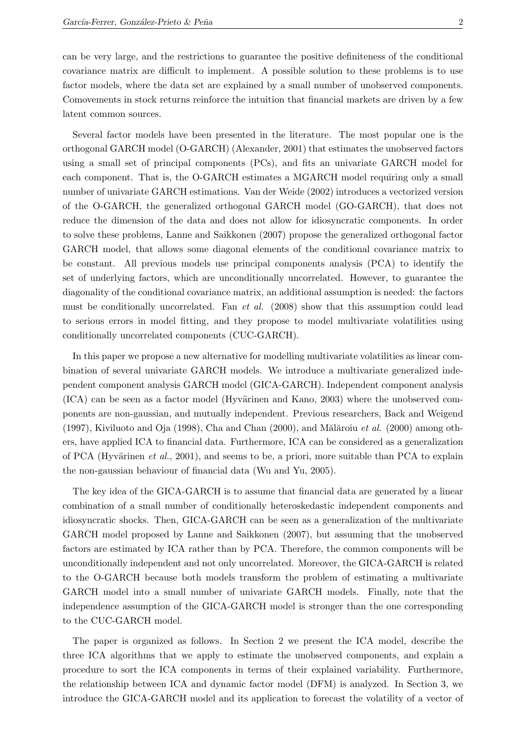can be very large, and the restrictions to guarantee the positive definiteness of the conditional covariance matrix are difficult to implement. A possible solution to these problems is to use factor models, where the data set are explained by a small number of unobserved components. Comovements in stock returns reinforce the intuition that financial markets are driven by a few latent common sources.

Several factor models have been presented in the literature. The most popular one is the orthogonal GARCH model (O-GARCH) (Alexander, 2001) that estimates the unobserved factors using a small set of principal components (PCs), and fits an univariate GARCH model for each component. That is, the O-GARCH estimates a MGARCH model requiring only a small number of univariate GARCH estimations. Van der Weide (2002) introduces a vectorized version of the O-GARCH, the generalized orthogonal GARCH model (GO-GARCH), that does not reduce the dimension of the data and does not allow for idiosyncratic components. In order to solve these problems, Lanne and Saikkonen (2007) propose the generalized orthogonal factor GARCH model, that allows some diagonal elements of the conditional covariance matrix to be constant. All previous models use principal components analysis (PCA) to identify the set of underlying factors, which are unconditionally uncorrelated. However, to guarantee the diagonality of the conditional covariance matrix, an additional assumption is needed: the factors must be conditionally uncorrelated. Fan *et al.* (2008) show that this assumption could lead to serious errors in model fitting, and they propose to model multivariate volatilities using conditionally uncorrelated components (CUC-GARCH).

In this paper we propose a new alternative for modelling multivariate volatilities as linear combination of several univariate GARCH models. We introduce a multivariate generalized independent component analysis GARCH model (GICA-GARCH). Independent component analysis (ICA) can be seen as a factor model (Hyvärinen and Kano, 2003) where the unobserved components are non-gaussian, and mutually independent. Previous researchers, Back and Weigend (1997), Kiviluoto and Oja (1998), Cha and Chan (2000), and Mălăroiu *et al.* (2000) among others, have applied ICA to financial data. Furthermore, ICA can be considered as a generalization of PCA (Hyvärinen *et al.*, 2001), and seems to be, a priori, more suitable than PCA to explain the non-gaussian behaviour of financial data (Wu and Yu, 2005).

The key idea of the GICA-GARCH is to assume that financial data are generated by a linear combination of a small number of conditionally heteroskedastic independent components and idiosyncratic shocks. Then, GICA-GARCH can be seen as a generalization of the multivariate GARCH model proposed by Lanne and Saikkonen (2007), but assuming that the unobserved factors are estimated by ICA rather than by PCA. Therefore, the common components will be unconditionally independent and not only uncorrelated. Moreover, the GICA-GARCH is related to the O-GARCH because both models transform the problem of estimating a multivariate GARCH model into a small number of univariate GARCH models. Finally, note that the independence assumption of the GICA-GARCH model is stronger than the one corresponding to the CUC-GARCH model.

The paper is organized as follows. In Section 2 we present the ICA model, describe the three ICA algorithms that we apply to estimate the unobserved components, and explain a procedure to sort the ICA components in terms of their explained variability. Furthermore, the relationship between ICA and dynamic factor model (DFM) is analyzed. In Section 3, we introduce the GICA-GARCH model and its application to forecast the volatility of a vector of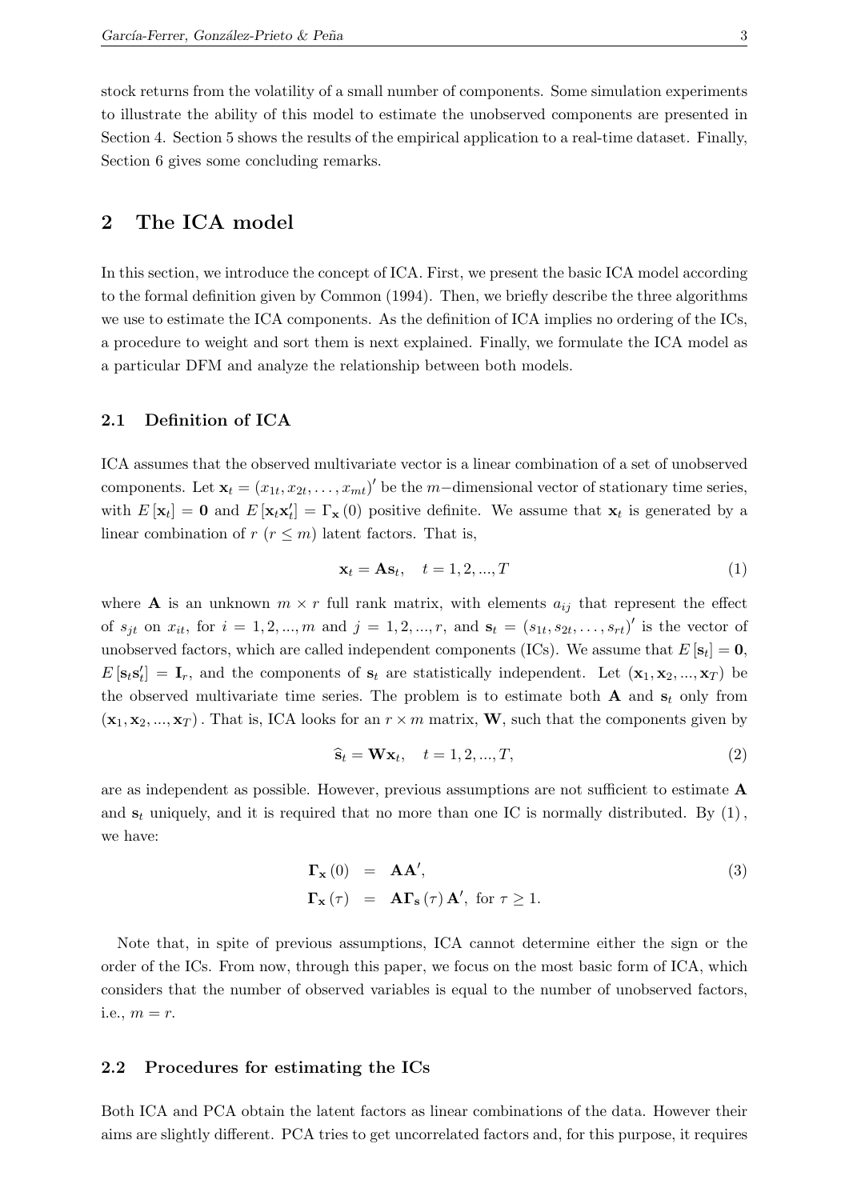stock returns from the volatility of a small number of components. Some simulation experiments to illustrate the ability of this model to estimate the unobserved components are presented in Section 4. Section 5 shows the results of the empirical application to a real-time dataset. Finally, Section 6 gives some concluding remarks.

## 2 The ICA model

In this section, we introduce the concept of ICA. First, we present the basic ICA model according to the formal definition given by Common (1994). Then, we briefly describe the three algorithms we use to estimate the ICA components. As the definition of ICA implies no ordering of the ICs, a procedure to weight and sort them is next explained. Finally, we formulate the ICA model as a particular DFM and analyze the relationship between both models.

### 2.1 Definition of ICA

ICA assumes that the observed multivariate vector is a linear combination of a set of unobserved components. Let $\mathbf{x}_t = (x_{1t}, x_{2t}, \ldots, x_{mt})'$ be the $m-$dimensional vector of stationary time series, with $E[\mathbf{x}_t] = \mathbf{0}$ and $E[\mathbf{x}_t \mathbf{x}_t'] = \Gamma_{\mathbf{x}}(0)$ positive definite. We assume that $\mathbf{x}_t$ is generated by a linear combination of $r$ ($r \leq m$) latent factors. That is,

$$\mathbf{x}_t = \mathbf{A}\mathbf{s}_t, \quad t = 1, 2, ..., T \tag{1}$$

where $\mathbf{A}$ is an unknown $m \times r$ full rank matrix, with elements $a_{ij}$ that represent the effect of $s_{jt}$ on $x_{it}$, for $i = 1, 2, ..., m$ and $j = 1, 2, ..., r$, and $\mathbf{s}_t = (s_{1t}, s_{2t}, \ldots, s_{rt})'$ is the vector of unobserved factors, which are called independent components (ICs). We assume that $E[\mathbf{s}_t] = \mathbf{0}$, $E[\mathbf{s}_t \mathbf{s}_t'] = \mathbf{I}_r$, and the components of $\mathbf{s}_t$ are statistically independent. Let $(\mathbf{x}_1, \mathbf{x}_2, ..., \mathbf{x}_T)$ be the observed multivariate time series. The problem is to estimate both $\mathbf{A}$ and $\mathbf{s}_t$ only from $(\mathbf{x}_1, \mathbf{x}_2, ..., \mathbf{x}_T)$. That is, ICA looks for an $r \times m$ matrix, $\mathbf{W}$, such that the components given by

$$\widehat{\mathbf{s}}_t = \mathbf{W}\mathbf{x}_t, \quad t = 1, 2, ..., T, \tag{2}$$

are as independent as possible. However, previous assumptions are not sufficient to estimate $\mathbf{A}$ and $\mathbf{s}_t$ uniquely, and it is required that no more than one IC is normally distributed. By (1), we have:

$$\begin{aligned} \mathbf{\Gamma}_{\mathbf{x}}(0) &= \mathbf{A}\mathbf{A}', \\ \mathbf{\Gamma}_{\mathbf{x}}(\tau) &= \mathbf{A}\mathbf{\Gamma}_{\mathbf{s}}(\tau)\mathbf{A}', \text{ for } \tau \geq 1. \end{aligned} \tag{3}$$

Note that, in spite of previous assumptions, ICA cannot determine either the sign or the order of the ICs. From now, through this paper, we focus on the most basic form of ICA, which considers that the number of observed variables is equal to the number of unobserved factors, i.e., $m = r$.

### 2.2 Procedures for estimating the ICs

Both ICA and PCA obtain the latent factors as linear combinations of the data. However their aims are slightly different. PCA tries to get uncorrelated factors and, for this purpose, it requires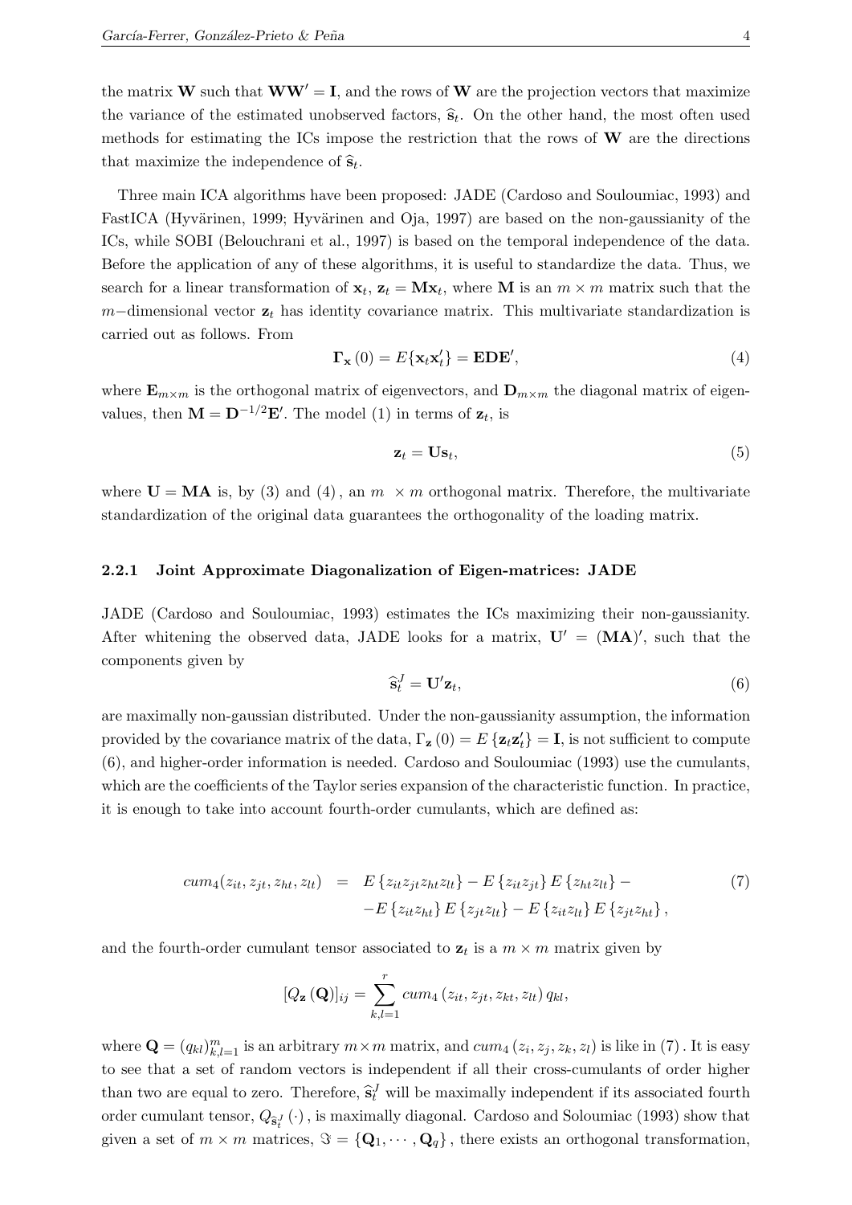the matrix $\mathbf{W}$ such that $\mathbf{W}\mathbf{W}' = \mathbf{I}$, and the rows of $\mathbf{W}$ are the projection vectors that maximize the variance of the estimated unobserved factors, $\widehat{\mathbf{s}}_t$. On the other hand, the most often used methods for estimating the ICs impose the restriction that the rows of $\mathbf{W}$ are the directions that maximize the independence of $\widehat{\mathbf{s}}_t$.

Three main ICA algorithms have been proposed: JADE (Cardoso and Souloumiac, 1993) and FastICA (Hyvärinen, 1999; Hyvärinen and Oja, 1997) are based on the non-gaussianity of the ICs, while SOBI (Belouchrani et al., 1997) is based on the temporal independence of the data. Before the application of any of these algorithms, it is useful to standardize the data. Thus, we search for a linear transformation of $\mathbf{x}_t$, $\mathbf{z}_t = \mathbf{M}\mathbf{x}_t$, where $\mathbf{M}$ is an $m \times m$ matrix such that the $m-$dimensional vector $\mathbf{z}_t$ has identity covariance matrix. This multivariate standardization is carried out as follows. From

$$\mathbf{\Gamma}_{\mathbf{x}}(0) = E\{\mathbf{x}_t\mathbf{x}_t'\} = \mathbf{E}\mathbf{D}\mathbf{E}', \tag{4}$$

where $\mathbf{E}_{m\times m}$ is the orthogonal matrix of eigenvectors, and $\mathbf{D}_{m\times m}$ the diagonal matrix of eigenvalues, then $\mathbf{M} = \mathbf{D}^{-1/2}\mathbf{E}'$. The model (1) in terms of $\mathbf{z}_t$, is

$$\mathbf{z}_t = \mathbf{U}\mathbf{s}_t, \tag{5}$$

where $\mathbf{U} = \mathbf{M}\mathbf{A}$ is, by (3) and (4), an $m \times m$ orthogonal matrix. Therefore, the multivariate standardization of the original data guarantees the orthogonality of the loading matrix.

### 2.2.1 Joint Approximate Diagonalization of Eigen-matrices: JADE

JADE (Cardoso and Souloumiac, 1993) estimates the ICs maximizing their non-gaussianity. After whitening the observed data, JADE looks for a matrix, $\mathbf{U}' = (\mathbf{M}\mathbf{A})'$, such that the components given by

$$\widehat{\mathbf{s}}_t^J = \mathbf{U}'\mathbf{z}_t, \tag{6}$$

are maximally non-gaussian distributed. Under the non-gaussianity assumption, the information provided by the covariance matrix of the data, $\Gamma_{\mathbf{z}}(0) = E\{\mathbf{z}_t\mathbf{z}_t'\} = \mathbf{I}$, is not sufficient to compute (6), and higher-order information is needed. Cardoso and Souloumiac (1993) use the cumulants, which are the coefficients of the Taylor series expansion of the characteristic function. In practice, it is enough to take into account fourth-order cumulants, which are defined as:

$$\begin{aligned} cum_4(z_{it}, z_{jt}, z_{ht}, z_{lt}) &= E\{z_{it}z_{jt}z_{ht}z_{lt}\} - E\{z_{it}z_{jt}\}E\{z_{ht}z_{lt}\} - \\ &\quad -E\{z_{it}z_{ht}\}E\{z_{jt}z_{lt}\} - E\{z_{it}z_{lt}\}E\{z_{jt}z_{ht}\}, \end{aligned} \tag{7}$$

and the fourth-order cumulant tensor associated to $\mathbf{z}_t$ is a $m \times m$ matrix given by

$$[Q_{\mathbf{z}}(\mathbf{Q})]_{ij} = \sum_{k,l=1}^{r} cum_4(z_{it}, z_{jt}, z_{kt}, z_{lt})\, q_{kl},$$

where $\mathbf{Q} = (q_{kl})_{k,l=1}^{m}$ is an arbitrary $m\times m$ matrix, and $cum_4(z_i, z_j, z_k, z_l)$ is like in (7). It is easy to see that a set of random vectors is independent if all their cross-cumulants of order higher than two are equal to zero. Therefore, $\widehat{\mathbf{s}}_t^J$ will be maximally independent if its associated fourth order cumulant tensor, $Q_{\widehat{\mathbf{s}}_t^J}(\cdot)$, is maximally diagonal. Cardoso and Soloumiac (1993) show that given a set of $m \times m$ matrices, $\Im = \{\mathbf{Q}_1, \cdots, \mathbf{Q}_q\}$, there exists an orthogonal transformation,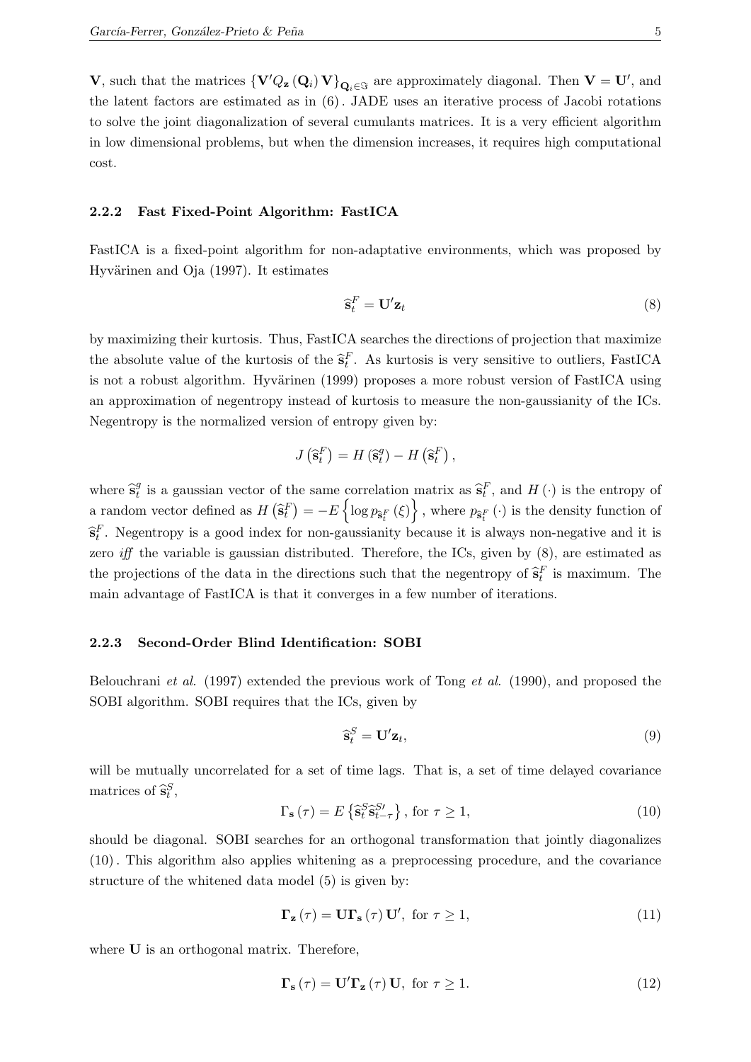$\mathbf{V}$, such that the matrices $\{\mathbf{V}'Q_{\mathbf{z}}(\mathbf{Q}_i)\mathbf{V}\}_{\mathbf{Q}_i\in\Im}$ are approximately diagonal. Then $\mathbf{V} = \mathbf{U}'$, and the latent factors are estimated as in (6). JADE uses an iterative process of Jacobi rotations to solve the joint diagonalization of several cumulants matrices. It is a very efficient algorithm in low dimensional problems, but when the dimension increases, it requires high computational cost.

### 2.2.2 Fast Fixed-Point Algorithm: FastICA

FastICA is a fixed-point algorithm for non-adaptative environments, which was proposed by Hyvärinen and Oja (1997). It estimates

$$\widehat{\mathbf{s}}_t^F = \mathbf{U}'\mathbf{z}_t \tag{8}$$

by maximizing their kurtosis. Thus, FastICA searches the directions of projection that maximize the absolute value of the kurtosis of the $\widehat{\mathbf{s}}_t^F$. As kurtosis is very sensitive to outliers, FastICA is not a robust algorithm. Hyvärinen (1999) proposes a more robust version of FastICA using an approximation of negentropy instead of kurtosis to measure the non-gaussianity of the ICs. Negentropy is the normalized version of entropy given by:

$$J\left(\widehat{\mathbf{s}}_t^F\right) = H\left(\widehat{\mathbf{s}}_t^g\right) - H\left(\widehat{\mathbf{s}}_t^F\right),$$

where $\widehat{\mathbf{s}}_t^g$ is a gaussian vector of the same correlation matrix as $\widehat{\mathbf{s}}_t^F$, and $H(\cdot)$ is the entropy of a random vector defined as $H\left(\widehat{\mathbf{s}}_t^F\right) = -E\left\{\log p_{\widehat{\mathbf{s}}_t^F}(\xi)\right\}$, where $p_{\widehat{\mathbf{s}}_t^F}(\cdot)$ is the density function of $\widehat{\mathbf{s}}_t^F$. Negentropy is a good index for non-gaussianity because it is always non-negative and it is zero *iff* the variable is gaussian distributed. Therefore, the ICs, given by (8), are estimated as the projections of the data in the directions such that the negentropy of $\widehat{\mathbf{s}}_t^F$ is maximum. The main advantage of FastICA is that it converges in a few number of iterations.

### 2.2.3 Second-Order Blind Identification: SOBI

Belouchrani *et al.* (1997) extended the previous work of Tong *et al.* (1990), and proposed the SOBI algorithm. SOBI requires that the ICs, given by

$$\widehat{\mathbf{s}}_t^S = \mathbf{U}'\mathbf{z}_t, \tag{9}$$

will be mutually uncorrelated for a set of time lags. That is, a set of time delayed covariance matrices of $\widehat{\mathbf{s}}_t^S$,

$$\Gamma_{\mathbf{s}}(\tau) = E\left\{\widehat{\mathbf{s}}_t^S\widehat{\mathbf{s}}_{t-\tau}^{S\prime}\right\}, \text{ for } \tau \geq 1, \tag{10}$$

should be diagonal. SOBI searches for an orthogonal transformation that jointly diagonalizes (10). This algorithm also applies whitening as a preprocessing procedure, and the covariance structure of the whitened data model (5) is given by:

$$\mathbf{\Gamma}_{\mathbf{z}}(\tau) = \mathbf{U}\mathbf{\Gamma}_{\mathbf{s}}(\tau)\mathbf{U}', \text{ for } \tau \geq 1, \tag{11}$$

where $\mathbf{U}$ is an orthogonal matrix. Therefore,

$$\mathbf{\Gamma}_{\mathbf{s}}(\tau) = \mathbf{U}'\mathbf{\Gamma}_{\mathbf{z}}(\tau)\mathbf{U}, \text{ for } \tau \geq 1. \tag{12}$$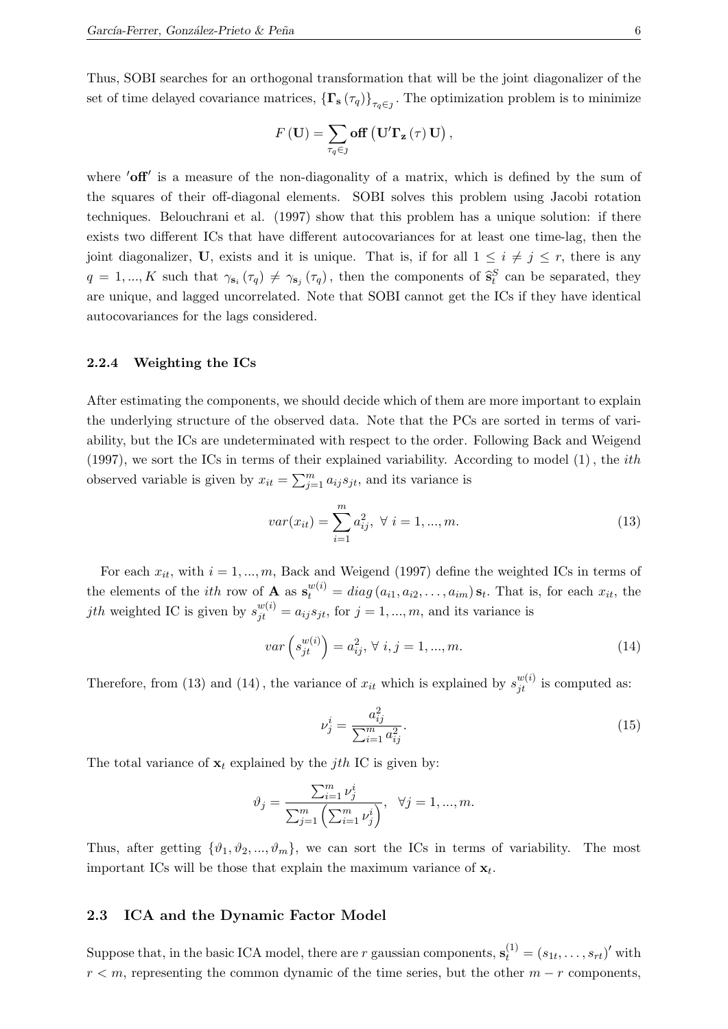Thus, SOBI searches for an orthogonal transformation that will be the joint diagonalizer of the set of time delayed covariance matrices, $\{\mathbf{\Gamma_s}(\tau_q)\}_{\tau_q \in \jmath}$. The optimization problem is to minimize

$$F(\mathbf{U}) = \sum_{\tau_q \in \jmath} \mathbf{off}\left(\mathbf{U}'\mathbf{\Gamma_z}(\tau)\mathbf{U}\right),$$

where $'\mathbf{off}'$ is a measure of the non-diagonality of a matrix, which is defined by the sum of the squares of their off-diagonal elements. SOBI solves this problem using Jacobi rotation techniques. Belouchrani et al. (1997) show that this problem has a unique solution: if there exists two different ICs that have different autocovariances for at least one time-lag, then the joint diagonalizer, $\mathbf{U}$, exists and it is unique. That is, if for all $1 \leq i \neq j \leq r$, there is any $q = 1, ..., K$ such that $\gamma_{\mathbf{s}_i}(\tau_q) \neq \gamma_{\mathbf{s}_j}(\tau_q)$, then the components of $\widehat{\mathbf{s}}_t^S$ can be separated, they are unique, and lagged uncorrelated. Note that SOBI cannot get the ICs if they have identical autocovariances for the lags considered.

#### 2.2.4 Weighting the ICs

After estimating the components, we should decide which of them are more important to explain the underlying structure of the observed data. Note that the PCs are sorted in terms of variability, but the ICs are undeterminated with respect to the order. Following Back and Weigend (1997), we sort the ICs in terms of their explained variability. According to model (1), the *ith* observed variable is given by $x_{it} = \sum_{j=1}^{m} a_{ij}s_{jt}$, and its variance is

$$var(x_{it}) = \sum_{i=1}^{m} a_{ij}^2, \ \forall\ i = 1, ..., m. \tag{13}$$

For each $x_{it}$, with $i = 1, ..., m$, Back and Weigend (1997) define the weighted ICs in terms of the elements of the *ith* row of $\mathbf{A}$ as $\mathbf{s}_t^{w(i)} = diag(a_{i1}, a_{i2}, \ldots, a_{im})\,\mathbf{s}_t$. That is, for each $x_{it}$, the *jth* weighted IC is given by $s_{jt}^{w(i)} = a_{ij}s_{jt}$, for $j = 1, ..., m$, and its variance is

$$var\left(s_{jt}^{w(i)}\right) = a_{ij}^2, \ \forall\ i, j = 1, ..., m. \tag{14}$$

Therefore, from (13) and (14), the variance of $x_{it}$ which is explained by $s_{jt}^{w(i)}$ is computed as:

$$\nu_j^i = \frac{a_{ij}^2}{\sum_{i=1}^{m} a_{ij}^2}. \tag{15}$$

The total variance of $\mathbf{x}_t$ explained by the *jth* IC is given by:

$$\vartheta_j = \frac{\sum_{i=1}^{m} \nu_j^i}{\sum_{j=1}^{m}\left(\sum_{i=1}^{m} \nu_j^i\right)}, \quad \forall j = 1, ..., m.$$

Thus, after getting $\{\vartheta_1, \vartheta_2, ..., \vartheta_m\}$, we can sort the ICs in terms of variability. The most important ICs will be those that explain the maximum variance of $\mathbf{x}_t$.

### 2.3 ICA and the Dynamic Factor Model

Suppose that, in the basic ICA model, there are $r$ gaussian components, $\mathbf{s}_t^{(1)} = (s_{1t}, \ldots, s_{rt})'$ with $r < m$, representing the common dynamic of the time series, but the other $m - r$ components,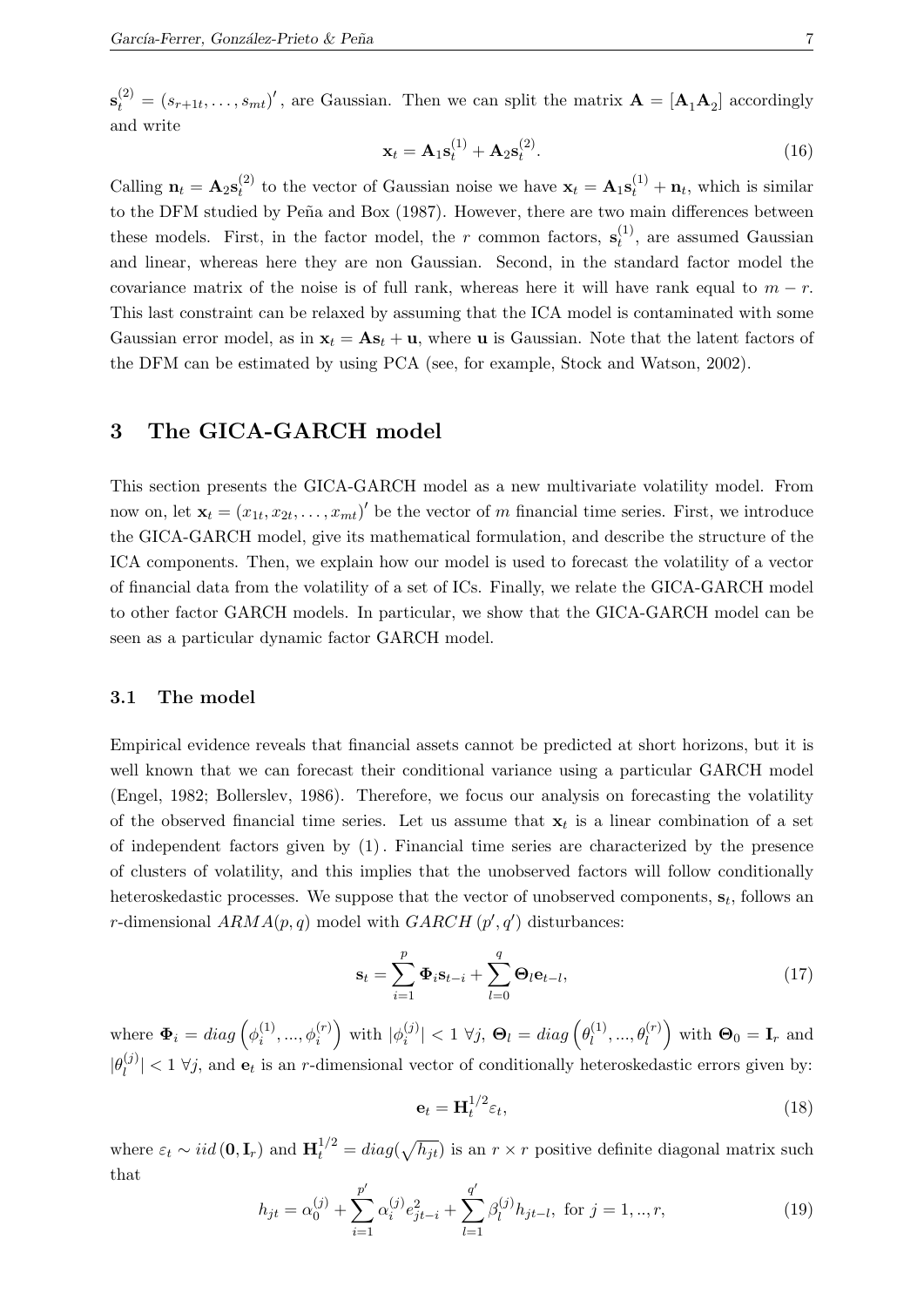$\mathbf{s}_t^{(2)} = (s_{r+1t}, \ldots, s_{mt})'$, are Gaussian. Then we can split the matrix $\mathbf{A} = [\mathbf{A}_1 \mathbf{A}_2]$ accordingly and write

$$\mathbf{x}_t = \mathbf{A}_1 \mathbf{s}_t^{(1)} + \mathbf{A}_2 \mathbf{s}_t^{(2)}. \tag{16}$$

Calling $\mathbf{n}_t = \mathbf{A}_2 \mathbf{s}_t^{(2)}$ to the vector of Gaussian noise we have $\mathbf{x}_t = \mathbf{A}_1 \mathbf{s}_t^{(1)} + \mathbf{n}_t$, which is similar to the DFM studied by Peña and Box (1987). However, there are two main differences between these models. First, in the factor model, the $r$ common factors, $\mathbf{s}_t^{(1)}$, are assumed Gaussian and linear, whereas here they are non Gaussian. Second, in the standard factor model the covariance matrix of the noise is of full rank, whereas here it will have rank equal to $m - r$. This last constraint can be relaxed by assuming that the ICA model is contaminated with some Gaussian error model, as in $\mathbf{x}_t = \mathbf{A}\mathbf{s}_t + \mathbf{u}$, where $\mathbf{u}$ is Gaussian. Note that the latent factors of the DFM can be estimated by using PCA (see, for example, Stock and Watson, 2002).

# 3 The GICA-GARCH model

This section presents the GICA-GARCH model as a new multivariate volatility model. From now on, let $\mathbf{x}_t = (x_{1t}, x_{2t}, \ldots, x_{mt})'$ be the vector of $m$ financial time series. First, we introduce the GICA-GARCH model, give its mathematical formulation, and describe the structure of the ICA components. Then, we explain how our model is used to forecast the volatility of a vector of financial data from the volatility of a set of ICs. Finally, we relate the GICA-GARCH model to other factor GARCH models. In particular, we show that the GICA-GARCH model can be seen as a particular dynamic factor GARCH model.

## 3.1 The model

Empirical evidence reveals that financial assets cannot be predicted at short horizons, but it is well known that we can forecast their conditional variance using a particular GARCH model (Engel, 1982; Bollerslev, 1986). Therefore, we focus our analysis on forecasting the volatility of the observed financial time series. Let us assume that $\mathbf{x}_t$ is a linear combination of a set of independent factors given by (1). Financial time series are characterized by the presence of clusters of volatility, and this implies that the unobserved factors will follow conditionally heteroskedastic processes. We suppose that the vector of unobserved components, $\mathbf{s}_t$, follows an $r$-dimensional $ARMA(p, q)$ model with $GARCH\,(p', q')$ disturbances:

$$\mathbf{s}_t = \sum_{i=1}^{p} \mathbf{\Phi}_i \mathbf{s}_{t-i} + \sum_{l=0}^{q} \mathbf{\Theta}_l \mathbf{e}_{t-l}, \tag{17}$$

where $\mathbf{\Phi}_i = diag\left(\phi_i^{(1)}, ..., \phi_i^{(r)}\right)$ with $|\phi_i^{(j)}| < 1\ \forall j$, $\mathbf{\Theta}_l = diag\left(\theta_l^{(1)}, ..., \theta_l^{(r)}\right)$ with $\mathbf{\Theta}_0 = \mathbf{I}_r$ and $|\theta_l^{(j)}| < 1\ \forall j$, and $\mathbf{e}_t$ is an $r$-dimensional vector of conditionally heteroskedastic errors given by:

$$\mathbf{e}_t = \mathbf{H}_t^{1/2} \varepsilon_t, \tag{18}$$

where $\varepsilon_t \sim iid\,(\mathbf{0}, \mathbf{I}_r)$ and $\mathbf{H}_t^{1/2} = diag(\sqrt{h_{jt}})$ is an $r \times r$ positive definite diagonal matrix such that

$$h_{jt} = \alpha_0^{(j)} + \sum_{i=1}^{p'} \alpha_i^{(j)} e_{jt-i}^2 + \sum_{l=1}^{q'} \beta_l^{(j)} h_{jt-l}, \text{ for } j = 1, .., r, \tag{19}$$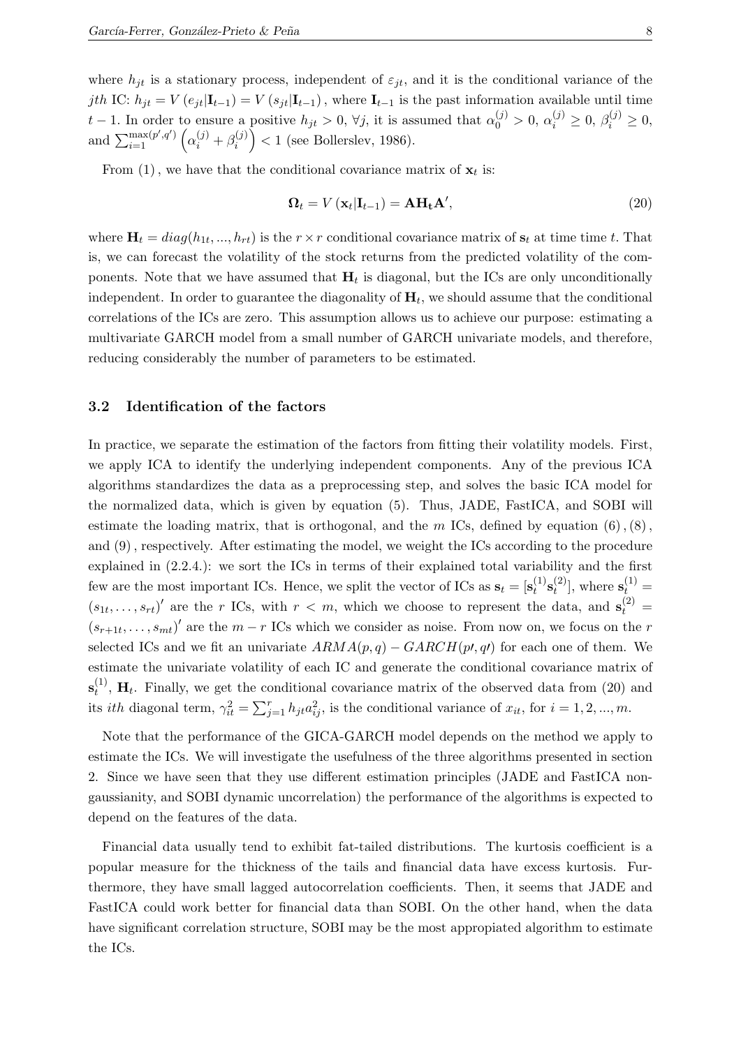where $h_{jt}$ is a stationary process, independent of $\varepsilon_{jt}$, and it is the conditional variance of the $jth$ IC: $h_{jt} = V(e_{jt}|\mathbf{I}_{t-1}) = V(s_{jt}|\mathbf{I}_{t-1})$, where $\mathbf{I}_{t-1}$ is the past information available until time $t-1$. In order to ensure a positive $h_{jt} > 0$, $\forall j$, it is assumed that $\alpha_0^{(j)} > 0$, $\alpha_i^{(j)} \geq 0$, $\beta_i^{(j)} \geq 0$, and $\sum_{i=1}^{\max(p',q')} \left(\alpha_i^{(j)} + \beta_i^{(j)}\right) < 1$ (see Bollerslev, 1986).

From $(1)$, we have that the conditional covariance matrix of $\mathbf{x}_t$ is:

$$\mathbf{\Omega}_t = V(\mathbf{x}_t|\mathbf{I}_{t-1}) = \mathbf{A}\mathbf{H_t}\mathbf{A}', \tag{20}$$

where $\mathbf{H}_t = diag(h_{1t}, ..., h_{rt})$ is the $r \times r$ conditional covariance matrix of $\mathbf{s}_t$ at time time $t$. That is, we can forecast the volatility of the stock returns from the predicted volatility of the components. Note that we have assumed that $\mathbf{H}_t$ is diagonal, but the ICs are only unconditionally independent. In order to guarantee the diagonality of $\mathbf{H}_t$, we should assume that the conditional correlations of the ICs are zero. This assumption allows us to achieve our purpose: estimating a multivariate GARCH model from a small number of GARCH univariate models, and therefore, reducing considerably the number of parameters to be estimated.

### 3.2 Identification of the factors

In practice, we separate the estimation of the factors from fitting their volatility models. First, we apply ICA to identify the underlying independent components. Any of the previous ICA algorithms standardizes the data as a preprocessing step, and solves the basic ICA model for the normalized data, which is given by equation (5). Thus, JADE, FastICA, and SOBI will estimate the loading matrix, that is orthogonal, and the $m$ ICs, defined by equation $(6)$, $(8)$, and $(9)$, respectively. After estimating the model, we weight the ICs according to the procedure explained in (2.2.4.): we sort the ICs in terms of their explained total variability and the first few are the most important ICs. Hence, we split the vector of ICs as $\mathbf{s}_t = [\mathbf{s}_t^{(1)}\mathbf{s}_t^{(2)}]$, where $\mathbf{s}_t^{(1)} = (s_{1t}, \ldots, s_{rt})'$ are the $r$ ICs, with $r < m$, which we choose to represent the data, and $\mathbf{s}_t^{(2)} = (s_{r+1t}, \ldots, s_{mt})'$ are the $m - r$ ICs which we consider as noise. From now on, we focus on the $r$ selected ICs and we fit an univariate $ARMA(p,q) - GARCH(p\prime, q\prime)$ for each one of them. We estimate the univariate volatility of each IC and generate the conditional covariance matrix of $\mathbf{s}_t^{(1)}$, $\mathbf{H}_t$. Finally, we get the conditional covariance matrix of the observed data from (20) and its $ith$ diagonal term, $\gamma_{it}^2 = \sum_{j=1}^{r} h_{jt}a_{ij}^2$, is the conditional variance of $x_{it}$, for $i = 1, 2, ..., m$.

Note that the performance of the GICA-GARCH model depends on the method we apply to estimate the ICs. We will investigate the usefulness of the three algorithms presented in section 2. Since we have seen that they use different estimation principles (JADE and FastICA non-gaussianity, and SOBI dynamic uncorrelation) the performance of the algorithms is expected to depend on the features of the data.

Financial data usually tend to exhibit fat-tailed distributions. The kurtosis coefficient is a popular measure for the thickness of the tails and financial data have excess kurtosis. Furthermore, they have small lagged autocorrelation coefficients. Then, it seems that JADE and FastICA could work better for financial data than SOBI. On the other hand, when the data have significant correlation structure, SOBI may be the most appropiated algorithm to estimate the ICs.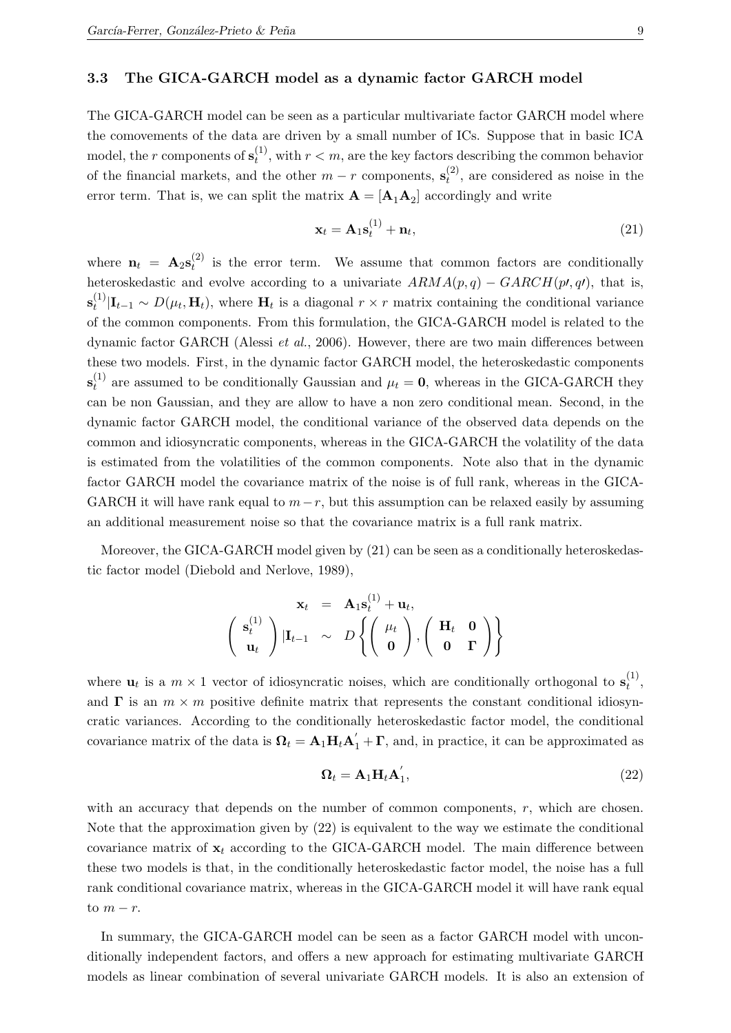### 3.3 The GICA-GARCH model as a dynamic factor GARCH model

The GICA-GARCH model can be seen as a particular multivariate factor GARCH model where the comovements of the data are driven by a small number of ICs. Suppose that in basic ICA model, the $r$ components of $\mathbf{s}_t^{(1)}$, with $r < m$, are the key factors describing the common behavior of the financial markets, and the other $m - r$ components, $\mathbf{s}_t^{(2)}$, are considered as noise in the error term. That is, we can split the matrix $\mathbf{A} = [\mathbf{A}_1 \mathbf{A}_2]$ accordingly and write

$$\mathbf{x}_t = \mathbf{A}_1 \mathbf{s}_t^{(1)} + \mathbf{n}_t, \tag{21}$$

where $\mathbf{n}_t = \mathbf{A}_2 \mathbf{s}_t^{(2)}$ is the error term. We assume that common factors are conditionally heteroskedastic and evolve according to a univariate $ARMA(p,q) - GARCH(p\prime, q\prime)$, that is, $\mathbf{s}_t^{(1)} | \mathbf{I}_{t-1} \sim D(\mu_t, \mathbf{H}_t)$, where $\mathbf{H}_t$ is a diagonal $r \times r$ matrix containing the conditional variance of the common components. From this formulation, the GICA-GARCH model is related to the dynamic factor GARCH (Alessi *et al.*, 2006). However, there are two main differences between these two models. First, in the dynamic factor GARCH model, the heteroskedastic components $\mathbf{s}_t^{(1)}$ are assumed to be conditionally Gaussian and $\mu_t = \mathbf{0}$, whereas in the GICA-GARCH they can be non Gaussian, and they are allow to have a non zero conditional mean. Second, in the dynamic factor GARCH model, the conditional variance of the observed data depends on the common and idiosyncratic components, whereas in the GICA-GARCH the volatility of the data is estimated from the volatilities of the common components. Note also that in the dynamic factor GARCH model the covariance matrix of the noise is of full rank, whereas in the GICA-GARCH it will have rank equal to $m - r$, but this assumption can be relaxed easily by assuming an additional measurement noise so that the covariance matrix is a full rank matrix.

Moreover, the GICA-GARCH model given by (21) can be seen as a conditionally heteroskedastic factor model (Diebold and Nerlove, 1989),

$$\begin{aligned}
\mathbf{x}_t &= \mathbf{A}_1 \mathbf{s}_t^{(1)} + \mathbf{u}_t, \\
\begin{pmatrix} \mathbf{s}_t^{(1)} \\ \mathbf{u}_t \end{pmatrix} | \mathbf{I}_{t-1} &\sim D \left\{ \begin{pmatrix} \mu_t \\ \mathbf{0} \end{pmatrix}, \begin{pmatrix} \mathbf{H}_t & \mathbf{0} \\ \mathbf{0} & \mathbf{\Gamma} \end{pmatrix} \right\}
\end{aligned}$$

where $\mathbf{u}_t$ is a $m \times 1$ vector of idiosyncratic noises, which are conditionally orthogonal to $\mathbf{s}_t^{(1)}$, and $\mathbf{\Gamma}$ is an $m \times m$ positive definite matrix that represents the constant conditional idiosyncratic variances. According to the conditionally heteroskedastic factor model, the conditional covariance matrix of the data is $\mathbf{\Omega}_t = \mathbf{A}_1 \mathbf{H}_t \mathbf{A}_1^{'} + \mathbf{\Gamma}$, and, in practice, it can be approximated as

$$\mathbf{\Omega}_t = \mathbf{A}_1 \mathbf{H}_t \mathbf{A}_1^{'}, \tag{22}$$

with an accuracy that depends on the number of common components, $r$, which are chosen. Note that the approximation given by (22) is equivalent to the way we estimate the conditional covariance matrix of $\mathbf{x}_t$ according to the GICA-GARCH model. The main difference between these two models is that, in the conditionally heteroskedastic factor model, the noise has a full rank conditional covariance matrix, whereas in the GICA-GARCH model it will have rank equal to $m - r$.

In summary, the GICA-GARCH model can be seen as a factor GARCH model with unconditionally independent factors, and offers a new approach for estimating multivariate GARCH models as linear combination of several univariate GARCH models. It is also an extension of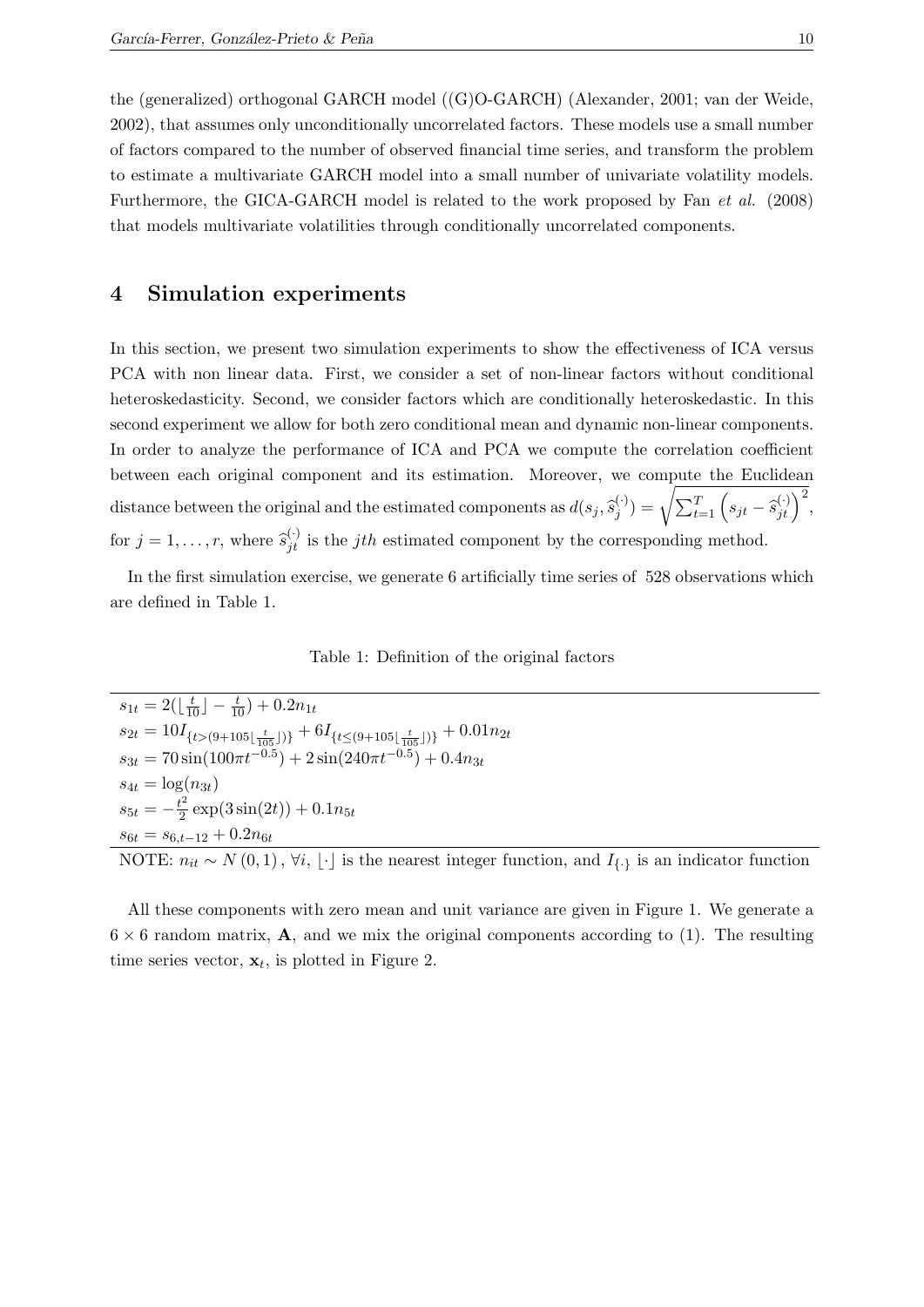the (generalized) orthogonal GARCH model ((G)O-GARCH) (Alexander, 2001; van der Weide, 2002), that assumes only unconditionally uncorrelated factors. These models use a small number of factors compared to the number of observed financial time series, and transform the problem to estimate a multivariate GARCH model into a small number of univariate volatility models. Furthermore, the GICA-GARCH model is related to the work proposed by Fan *et al.* (2008) that models multivariate volatilities through conditionally uncorrelated components.

## 4 Simulation experiments

In this section, we present two simulation experiments to show the effectiveness of ICA versus PCA with non linear data. First, we consider a set of non-linear factors without conditional heteroskedasticity. Second, we consider factors which are conditionally heteroskedastic. In this second experiment we allow for both zero conditional mean and dynamic non-linear components. In order to analyze the performance of ICA and PCA we compute the correlation coefficient between each original component and its estimation. Moreover, we compute the Euclidean distance between the original and the estimated components as $d(s_j, \widehat{s}_j^{(\cdot)}) = \sqrt{\sum_{t=1}^{T} \left(s_{jt} - \widehat{s}_{jt}^{(\cdot)}\right)^2}$, for $j = 1, \ldots, r$, where $\widehat{s}_{jt}^{(\cdot)}$ is the $jth$ estimated component by the corresponding method.

In the first simulation exercise, we generate 6 artificially time series of 528 observations which are defined in Table 1.

Table 1: Definition of the original factors

| |
|---|
| $s_{1t} = 2(\lfloor \frac{t}{10} \rfloor - \frac{t}{10}) + 0.2n_{1t}$ |
| $s_{2t} = 10I_{\{t>(9+105\lfloor \frac{t}{105} \rfloor)\}} + 6I_{\{t\leq(9+105\lfloor \frac{t}{105} \rfloor)\}} + 0.01n_{2t}$ |
| $s_{3t} = 70\sin(100\pi t^{-0.5}) + 2\sin(240\pi t^{-0.5}) + 0.4n_{3t}$ |
| $s_{4t} = \log(n_{3t})$ |
| $s_{5t} = -\frac{t^2}{2}\exp(3\sin(2t)) + 0.1n_{5t}$ |
| $s_{6t} = s_{6,t-12} + 0.2n_{6t}$ |

NOTE: $n_{it} \sim N(0,1)$, $\forall i$, $\lfloor \cdot \rfloor$ is the nearest integer function, and $I_{\{\cdot\}}$ is an indicator function

All these components with zero mean and unit variance are given in Figure 1. We generate a $6 \times 6$ random matrix, $\mathbf{A}$, and we mix the original components according to (1). The resulting time series vector, $\mathbf{x}_t$, is plotted in Figure 2.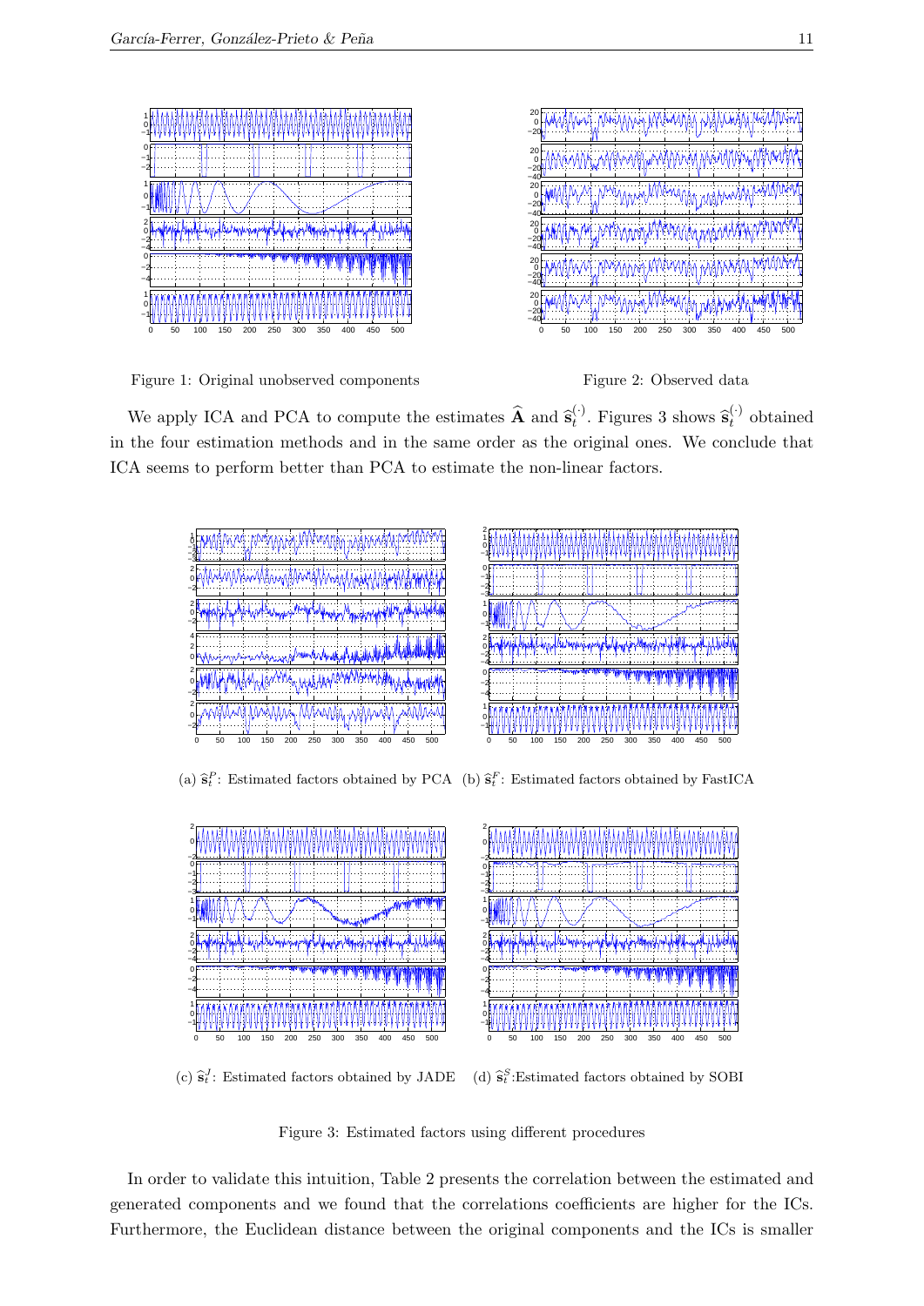Figure 1: Original unobserved components

Figure 2: Observed data

We apply ICA and PCA to compute the estimates $\widehat{\mathbf{A}}$ and $\widehat{\mathbf{s}}_t^{(\cdot)}$. Figures 3 shows $\widehat{\mathbf{s}}_t^{(\cdot)}$ obtained in the four estimation methods and in the same order as the original ones. We conclude that ICA seems to perform better than PCA to estimate the non-linear factors.

(a) $\widehat{\mathbf{s}}_t^{P}$: Estimated factors obtained by PCA (b) $\widehat{\mathbf{s}}_t^{F}$: Estimated factors obtained by FastICA

(c) $\widehat{\mathbf{s}}_t^{J}$: Estimated factors obtained by JADE (d) $\widehat{\mathbf{s}}_t^{S}$:Estimated factors obtained by SOBI

Figure 3: Estimated factors using different procedures

In order to validate this intuition, Table 2 presents the correlation between the estimated and generated components and we found that the correlations coefficients are higher for the ICs. Furthermore, the Euclidean distance between the original components and the ICs is smaller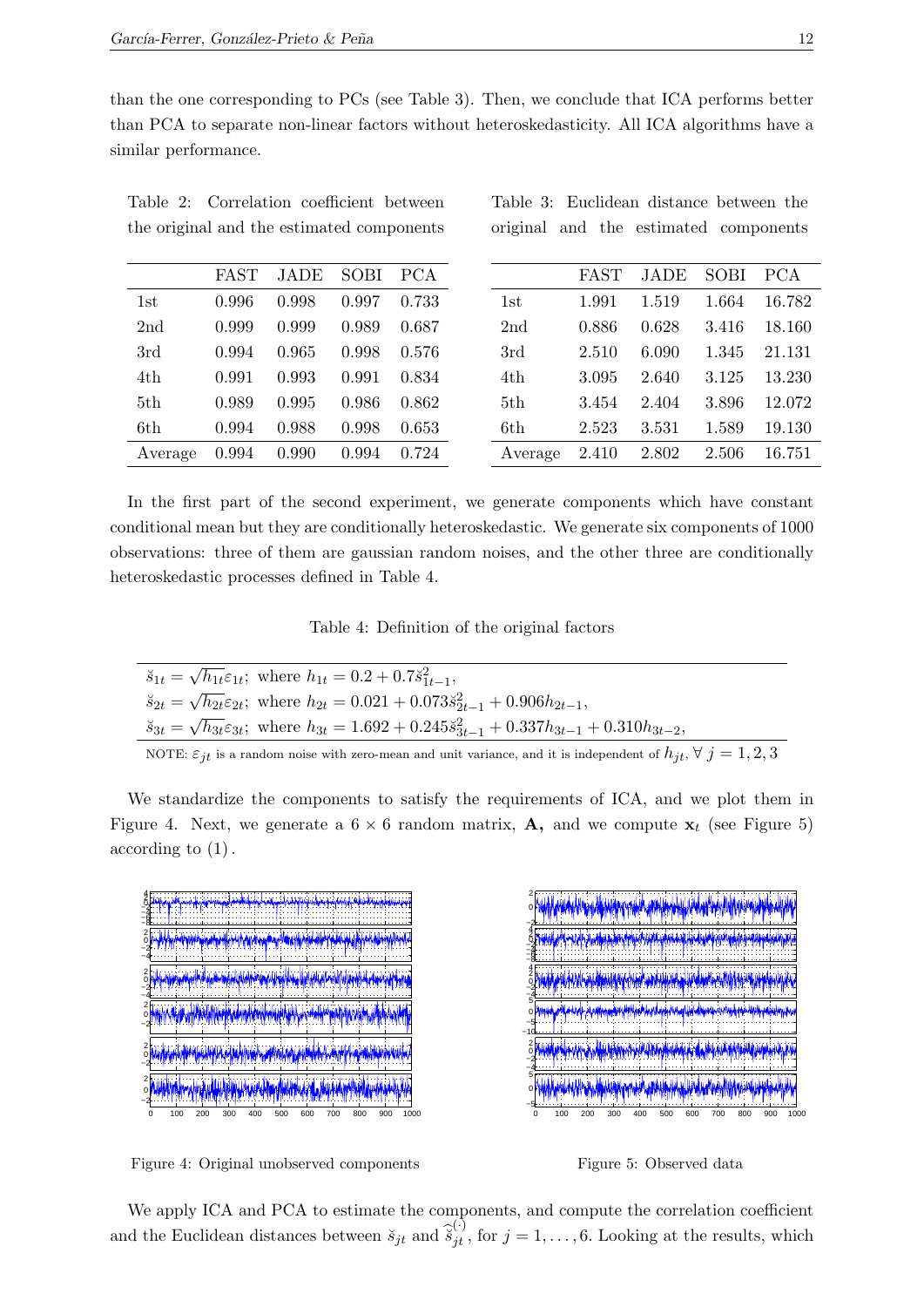than the one corresponding to PCs (see Table 3). Then, we conclude that ICA performs better than PCA to separate non-linear factors without heteroskedasticity. All ICA algorithms have a similar performance.

Table 2: Correlation coefficient between the original and the estimated components

| | FAST | JADE | SOBI | PCA |
|---|---|---|---|---|
| 1st | 0.996 | 0.998 | 0.997 | 0.733 |
| 2nd | 0.999 | 0.999 | 0.989 | 0.687 |
| 3rd | 0.994 | 0.965 | 0.998 | 0.576 |
| 4th | 0.991 | 0.993 | 0.991 | 0.834 |
| 5th | 0.989 | 0.995 | 0.986 | 0.862 |
| 6th | 0.994 | 0.988 | 0.998 | 0.653 |
| Average | 0.994 | 0.990 | 0.994 | 0.724 |

Table 3: Euclidean distance between the original and the estimated components

| | FAST | JADE | SOBI | PCA |
|---|---|---|---|---|
| 1st | 1.991 | 1.519 | 1.664 | 16.782 |
| 2nd | 0.886 | 0.628 | 3.416 | 18.160 |
| 3rd | 2.510 | 6.090 | 1.345 | 21.131 |
| 4th | 3.095 | 2.640 | 3.125 | 13.230 |
| 5th | 3.454 | 2.404 | 3.896 | 12.072 |
| 6th | 2.523 | 3.531 | 1.589 | 19.130 |
| Average | 2.410 | 2.802 | 2.506 | 16.751 |

In the first part of the second experiment, we generate components which have constant conditional mean but they are conditionally heteroskedastic. We generate six components of 1000 observations: three of them are gaussian random noises, and the other three are conditionally heteroskedastic processes defined in Table 4.

Table 4: Definition of the original factors

$\breve{s}_{1t} = \sqrt{h_{1t}}\varepsilon_{1t}$; where $h_{1t} = 0.2 + 0.7\breve{s}_{1t-1}^2$,

$\breve{s}_{2t} = \sqrt{h_{2t}}\varepsilon_{2t}$; where $h_{2t} = 0.021 + 0.073\breve{s}_{2t-1}^2 + 0.906h_{2t-1}$,

$\breve{s}_{3t} = \sqrt{h_{3t}}\varepsilon_{3t}$; where $h_{3t} = 1.692 + 0.245\breve{s}_{3t-1}^2 + 0.337h_{3t-1} + 0.310h_{3t-2}$,

NOTE: $\varepsilon_{jt}$ is a random noise with zero-mean and unit variance, and it is independent of $h_{jt}$, $\forall\, j = 1, 2, 3$

We standardize the components to satisfy the requirements of ICA, and we plot them in Figure 4. Next, we generate a $6 \times 6$ random matrix, $\mathbf{A}$, and we compute $\mathbf{x}_t$ (see Figure 5) according to (1).

Figure 4: Original unobserved components

Figure 5: Observed data

We apply ICA and PCA to estimate the components, and compute the correlation coefficient and the Euclidean distances between $\breve{s}_{jt}$ and $\widehat{\breve{s}}_{jt}^{(\cdot)}$, for $j = 1, \ldots, 6$. Looking at the results, which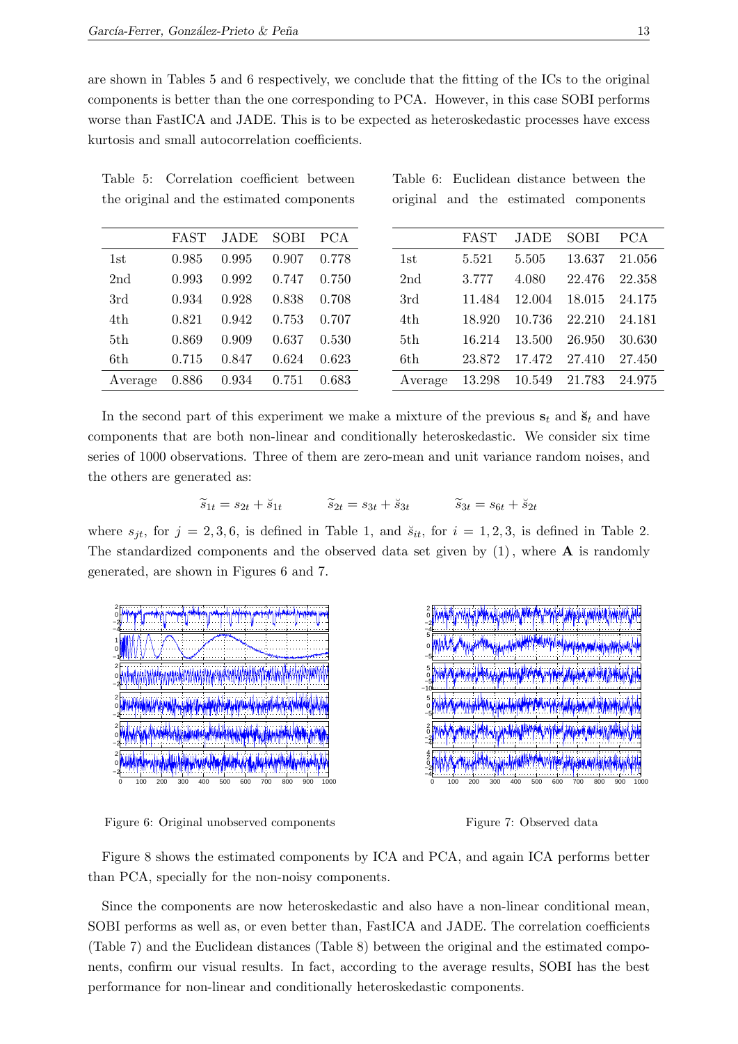are shown in Tables 5 and 6 respectively, we conclude that the fitting of the ICs to the original components is better than the one corresponding to PCA. However, in this case SOBI performs worse than FastICA and JADE. This is to be expected as heteroskedastic processes have excess kurtosis and small autocorrelation coefficients.

Table 5: Correlation coefficient between the original and the estimated components

| | FAST | JADE | SOBI | PCA |
|---|---|---|---|---|
| 1st | 0.985 | 0.995 | 0.907 | 0.778 |
| 2nd | 0.993 | 0.992 | 0.747 | 0.750 |
| 3rd | 0.934 | 0.928 | 0.838 | 0.708 |
| 4th | 0.821 | 0.942 | 0.753 | 0.707 |
| 5th | 0.869 | 0.909 | 0.637 | 0.530 |
| 6th | 0.715 | 0.847 | 0.624 | 0.623 |
| Average | 0.886 | 0.934 | 0.751 | 0.683 |

Table 6: Euclidean distance between the original and the estimated components

| | FAST | JADE | SOBI | PCA |
|---|---|---|---|---|
| 1st | 5.521 | 5.505 | 13.637 | 21.056 |
| 2nd | 3.777 | 4.080 | 22.476 | 22.358 |
| 3rd | 11.484 | 12.004 | 18.015 | 24.175 |
| 4th | 18.920 | 10.736 | 22.210 | 24.181 |
| 5th | 16.214 | 13.500 | 26.950 | 30.630 |
| 6th | 23.872 | 17.472 | 27.410 | 27.450 |
| Average | 13.298 | 10.549 | 21.783 | 24.975 |

In the second part of this experiment we make a mixture of the previous $\mathbf{s}_t$ and $\breve{\mathbf{s}}_t$ and have components that are both non-linear and conditionally heteroskedastic. We consider six time series of 1000 observations. Three of them are zero-mean and unit variance random noises, and the others are generated as:

$$\widetilde{s}_{1t} = s_{2t} + \breve{s}_{1t} \qquad \widetilde{s}_{2t} = s_{3t} + \breve{s}_{3t} \qquad \widetilde{s}_{3t} = s_{6t} + \breve{s}_{2t}$$

where $s_{jt}$, for $j = 2, 3, 6$, is defined in Table 1, and $\breve{s}_{it}$, for $i = 1, 2, 3$, is defined in Table 2. The standardized components and the observed data set given by (1), where $\mathbf{A}$ is randomly generated, are shown in Figures 6 and 7.

Figure 6: Original unobserved components

Figure 7: Observed data

Figure 8 shows the estimated components by ICA and PCA, and again ICA performs better than PCA, specially for the non-noisy components.

Since the components are now heteroskedastic and also have a non-linear conditional mean, SOBI performs as well as, or even better than, FastICA and JADE. The correlation coefficients (Table 7) and the Euclidean distances (Table 8) between the original and the estimated components, confirm our visual results. In fact, according to the average results, SOBI has the best performance for non-linear and conditionally heteroskedastic components.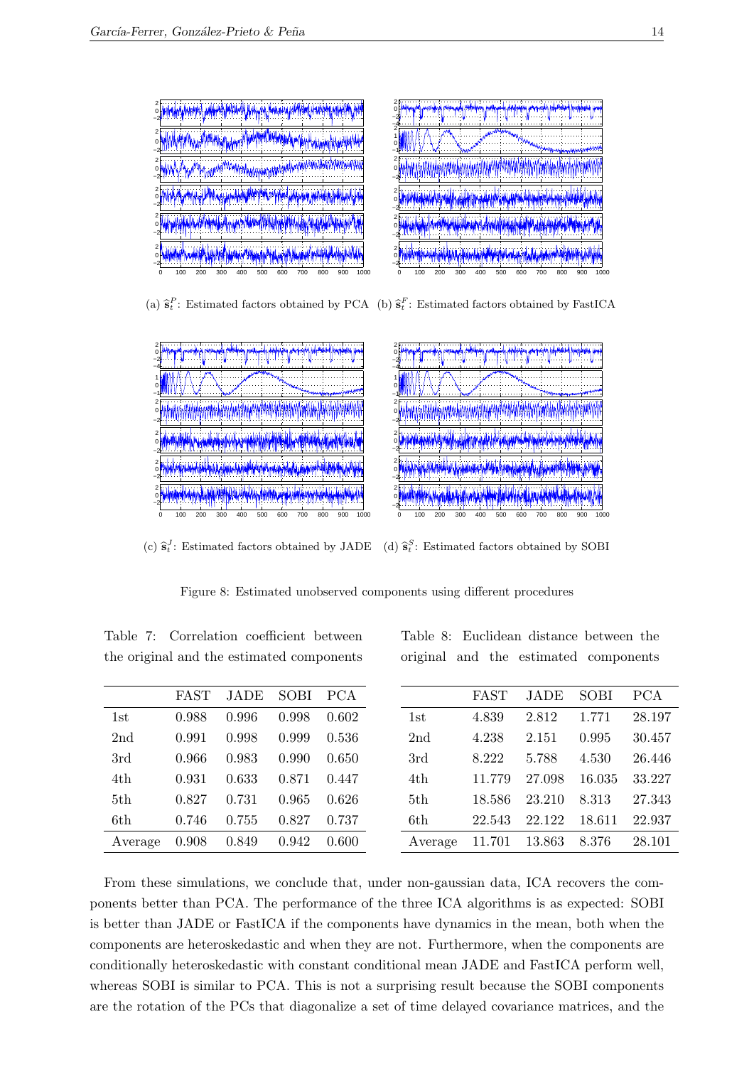(a) $\widehat{\mathbf{s}}_t^P$: Estimated factors obtained by PCA (b) $\widehat{\mathbf{s}}_t^F$: Estimated factors obtained by FastICA

(c) $\widehat{\mathbf{s}}_t^J$: Estimated factors obtained by JADE (d) $\widehat{\mathbf{s}}_t^S$: Estimated factors obtained by SOBI

Figure 8: Estimated unobserved components using different procedures

Table 7: Correlation coefficient between the original and the estimated components

| | FAST | JADE | SOBI | PCA |
|---|---|---|---|---|
| 1st | 0.988 | 0.996 | 0.998 | 0.602 |
| 2nd | 0.991 | 0.998 | 0.999 | 0.536 |
| 3rd | 0.966 | 0.983 | 0.990 | 0.650 |
| 4th | 0.931 | 0.633 | 0.871 | 0.447 |
| 5th | 0.827 | 0.731 | 0.965 | 0.626 |
| 6th | 0.746 | 0.755 | 0.827 | 0.737 |
| Average | 0.908 | 0.849 | 0.942 | 0.600 |

Table 8: Euclidean distance between the original and the estimated components

| | FAST | JADE | SOBI | PCA |
|---|---|---|---|---|
| 1st | 4.839 | 2.812 | 1.771 | 28.197 |
| 2nd | 4.238 | 2.151 | 0.995 | 30.457 |
| 3rd | 8.222 | 5.788 | 4.530 | 26.446 |
| 4th | 11.779 | 27.098 | 16.035 | 33.227 |
| 5th | 18.586 | 23.210 | 8.313 | 27.343 |
| 6th | 22.543 | 22.122 | 18.611 | 22.937 |
| Average | 11.701 | 13.863 | 8.376 | 28.101 |

From these simulations, we conclude that, under non-gaussian data, ICA recovers the components better than PCA. The performance of the three ICA algorithms is as expected: SOBI is better than JADE or FastICA if the components have dynamics in the mean, both when the components are heteroskedastic and when they are not. Furthermore, when the components are conditionally heteroskedastic with constant conditional mean JADE and FastICA perform well, whereas SOBI is similar to PCA. This is not a surprising result because the SOBI components are the rotation of the PCs that diagonalize a set of time delayed covariance matrices, and the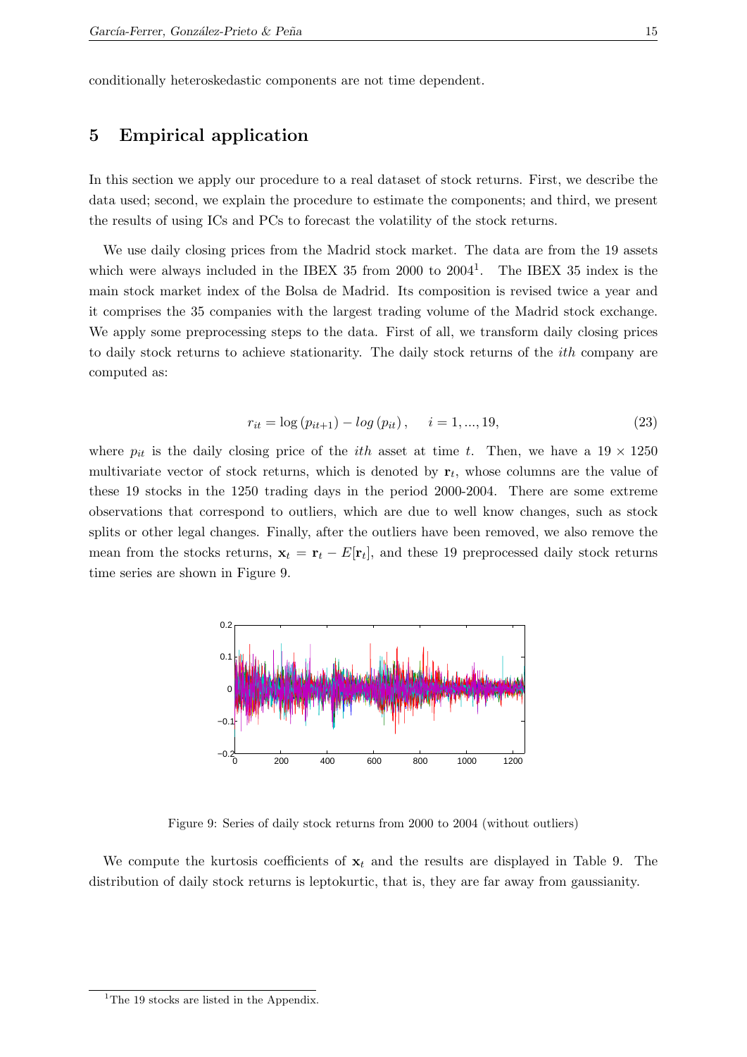conditionally heteroskedastic components are not time dependent.

## 5 Empirical application

In this section we apply our procedure to a real dataset of stock returns. First, we describe the data used; second, we explain the procedure to estimate the components; and third, we present the results of using ICs and PCs to forecast the volatility of the stock returns.

We use daily closing prices from the Madrid stock market. The data are from the 19 assets which were always included in the IBEX 35 from 2000 to 2004[1]. The IBEX 35 index is the main stock market index of the Bolsa de Madrid. Its composition is revised twice a year and it comprises the 35 companies with the largest trading volume of the Madrid stock exchange. We apply some preprocessing steps to the data. First of all, we transform daily closing prices to daily stock returns to achieve stationarity. The daily stock returns of the *ith* company are computed as:

$$r_{it} = \log\left(p_{it+1}\right) - log\left(p_{it}\right), \quad i = 1, ..., 19, \tag{23}$$

where $p_{it}$ is the daily closing price of the *ith* asset at time $t$. Then, we have a $19 \times 1250$ multivariate vector of stock returns, which is denoted by $\mathbf{r}_t$, whose columns are the value of these 19 stocks in the 1250 trading days in the period 2000-2004. There are some extreme observations that correspond to outliers, which are due to well know changes, such as stock splits or other legal changes. Finally, after the outliers have been removed, we also remove the mean from the stocks returns, $\mathbf{x}_t = \mathbf{r}_t - E[\mathbf{r}_t]$, and these 19 preprocessed daily stock returns time series are shown in Figure 9.

Figure 9: Series of daily stock returns from 2000 to 2004 (without outliers)

We compute the kurtosis coefficients of $\mathbf{x}_t$ and the results are displayed in Table 9. The distribution of daily stock returns is leptokurtic, that is, they are far away from gaussianity.

[1] The 19 stocks are listed in the Appendix.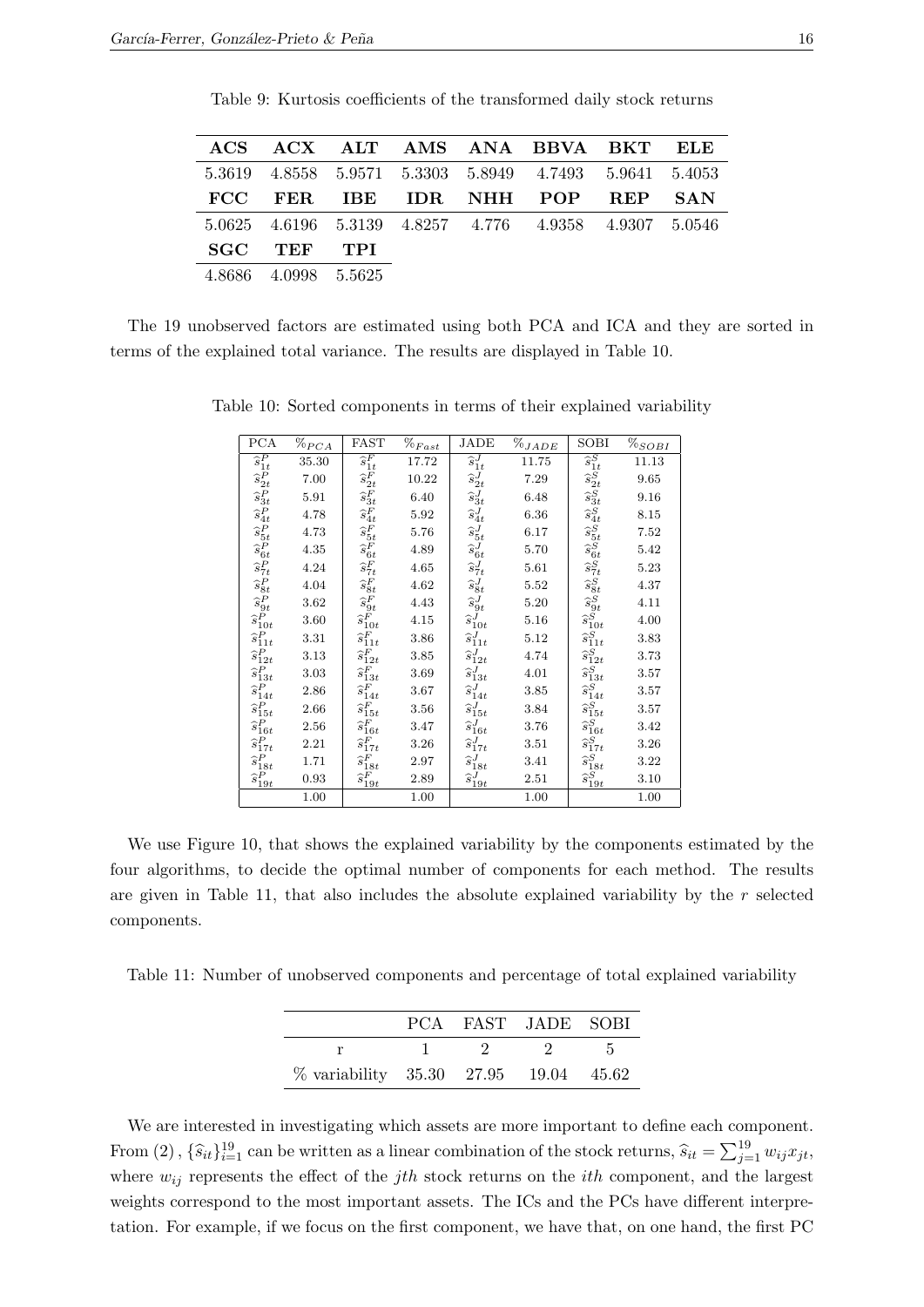Table 9: Kurtosis coefficients of the transformed daily stock returns

| **ACS** | **ACX** | **ALT** | **AMS** | **ANA** | **BBVA** | **BKT** | **ELE** |
|---|---|---|---|---|---|---|---|
| 5.3619 | 4.8558 | 5.9571 | 5.3303 | 5.8949 | 4.7493 | 5.9641 | 5.4053 |
| **FCC** | **FER** | **IBE** | **IDR** | **NHH** | **POP** | **REP** | **SAN** |
| 5.0625 | 4.6196 | 5.3139 | 4.8257 | 4.776 | 4.9358 | 4.9307 | 5.0546 |
| **SGC** | **TEF** | **TPI** | | | | | |
| 4.8686 | 4.0998 | 5.5625 | | | | | |

The 19 unobserved factors are estimated using both PCA and ICA and they are sorted in terms of the explained total variance. The results are displayed in Table 10.

Table 10: Sorted components in terms of their explained variability

| PCA | $\%_{PCA}$ | FAST | $\%_{Fast}$ | JADE | $\%_{JADE}$ | SOBI | $\%_{SOBI}$ |
|---|---|---|---|---|---|---|---|
| $\widehat{s}_{1t}^P$ | 35.30 | $\widehat{s}_{1t}^F$ | 17.72 | $\widehat{s}_{1t}^J$ | 11.75 | $\widehat{s}_{1t}^S$ | 11.13 |
| $\widehat{s}_{2t}^P$ | 7.00 | $\widehat{s}_{2t}^F$ | 10.22 | $\widehat{s}_{2t}^J$ | 7.29 | $\widehat{s}_{2t}^S$ | 9.65 |
| $\widehat{s}_{3t}^P$ | 5.91 | $\widehat{s}_{3t}^F$ | 6.40 | $\widehat{s}_{3t}^J$ | 6.48 | $\widehat{s}_{3t}^S$ | 9.16 |
| $\widehat{s}_{4t}^P$ | 4.78 | $\widehat{s}_{4t}^F$ | 5.92 | $\widehat{s}_{4t}^J$ | 6.36 | $\widehat{s}_{4t}^S$ | 8.15 |
| $\widehat{s}_{5t}^P$ | 4.73 | $\widehat{s}_{5t}^F$ | 5.76 | $\widehat{s}_{5t}^J$ | 6.17 | $\widehat{s}_{5t}^S$ | 7.52 |
| $\widehat{s}_{6t}^P$ | 4.35 | $\widehat{s}_{6t}^F$ | 4.89 | $\widehat{s}_{6t}^J$ | 5.70 | $\widehat{s}_{6t}^S$ | 5.42 |
| $\widehat{s}_{7t}^P$ | 4.24 | $\widehat{s}_{7t}^F$ | 4.65 | $\widehat{s}_{7t}^J$ | 5.61 | $\widehat{s}_{7t}^S$ | 5.23 |
| $\widehat{s}_{8t}^P$ | 4.04 | $\widehat{s}_{8t}^F$ | 4.62 | $\widehat{s}_{8t}^J$ | 5.52 | $\widehat{s}_{8t}^S$ | 4.37 |
| $\widehat{s}_{9t}^P$ | 3.62 | $\widehat{s}_{9t}^F$ | 4.43 | $\widehat{s}_{9t}^J$ | 5.20 | $\widehat{s}_{9t}^S$ | 4.11 |
| $\widehat{s}_{10t}^P$ | 3.60 | $\widehat{s}_{10t}^F$ | 4.15 | $\widehat{s}_{10t}^J$ | 5.16 | $\widehat{s}_{10t}^S$ | 4.00 |
| $\widehat{s}_{11t}^P$ | 3.31 | $\widehat{s}_{11t}^F$ | 3.86 | $\widehat{s}_{11t}^J$ | 5.12 | $\widehat{s}_{11t}^S$ | 3.83 |
| $\widehat{s}_{12t}^P$ | 3.13 | $\widehat{s}_{12t}^F$ | 3.85 | $\widehat{s}_{12t}^J$ | 4.74 | $\widehat{s}_{12t}^S$ | 3.73 |
| $\widehat{s}_{13t}^P$ | 3.03 | $\widehat{s}_{13t}^F$ | 3.69 | $\widehat{s}_{13t}^J$ | 4.01 | $\widehat{s}_{13t}^S$ | 3.57 |
| $\widehat{s}_{14t}^P$ | 2.86 | $\widehat{s}_{14t}^F$ | 3.67 | $\widehat{s}_{14t}^J$ | 3.85 | $\widehat{s}_{14t}^S$ | 3.57 |
| $\widehat{s}_{15t}^P$ | 2.66 | $\widehat{s}_{15t}^F$ | 3.56 | $\widehat{s}_{15t}^J$ | 3.84 | $\widehat{s}_{15t}^S$ | 3.57 |
| $\widehat{s}_{16t}^P$ | 2.56 | $\widehat{s}_{16t}^F$ | 3.47 | $\widehat{s}_{16t}^J$ | 3.76 | $\widehat{s}_{16t}^S$ | 3.42 |
| $\widehat{s}_{17t}^P$ | 2.21 | $\widehat{s}_{17t}^F$ | 3.26 | $\widehat{s}_{17t}^J$ | 3.51 | $\widehat{s}_{17t}^S$ | 3.26 |
| $\widehat{s}_{18t}^P$ | 1.71 | $\widehat{s}_{18t}^F$ | 2.97 | $\widehat{s}_{18t}^J$ | 3.41 | $\widehat{s}_{18t}^S$ | 3.22 |
| $\widehat{s}_{19t}^P$ | 0.93 | $\widehat{s}_{19t}^F$ | 2.89 | $\widehat{s}_{19t}^J$ | 2.51 | $\widehat{s}_{19t}^S$ | 3.10 |
| | 1.00 | | 1.00 | | 1.00 | | 1.00 |

We use Figure 10, that shows the explained variability by the components estimated by the four algorithms, to decide the optimal number of components for each method. The results are given in Table 11, that also includes the absolute explained variability by the $r$ selected components.

Table 11: Number of unobserved components and percentage of total explained variability

| | PCA | FAST | JADE | SOBI |
|---|---|---|---|---|
| r | 1 | 2 | 2 | 5 |
| % variability | 35.30 | 27.95 | 19.04 | 45.62 |

We are interested in investigating which assets are more important to define each component. From (2), $\{\widehat{s}_{it}\}_{i=1}^{19}$ can be written as a linear combination of the stock returns, $\widehat{s}_{it} = \sum_{j=1}^{19} w_{ij} x_{jt}$, where $w_{ij}$ represents the effect of the $jth$ stock returns on the $ith$ component, and the largest weights correspond to the most important assets. The ICs and the PCs have different interpretation. For example, if we focus on the first component, we have that, on one hand, the first PC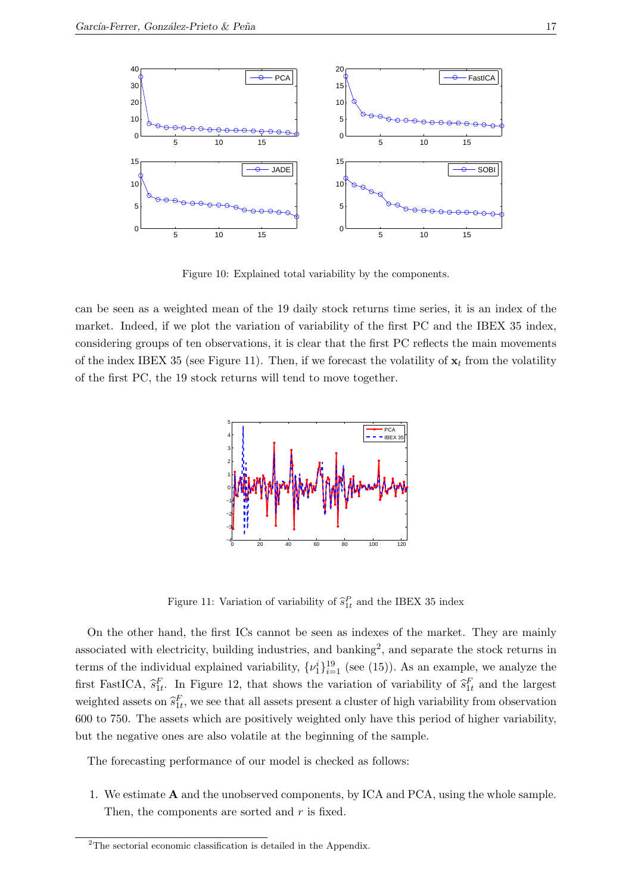Figure 10: Explained total variability by the components.

can be seen as a weighted mean of the 19 daily stock returns time series, it is an index of the market. Indeed, if we plot the variation of variability of the first PC and the IBEX 35 index, considering groups of ten observations, it is clear that the first PC reflects the main movements of the index IBEX 35 (see Figure 11). Then, if we forecast the volatility of $\mathbf{x}_t$ from the volatility of the first PC, the 19 stock returns will tend to move together.

Figure 11: Variation of variability of $\widehat{s}^P_{1t}$ and the IBEX 35 index

On the other hand, the first ICs cannot be seen as indexes of the market. They are mainly associated with electricity, building industries, and banking[2], and separate the stock returns in terms of the individual explained variability, $\{\nu^i_1\}_{i=1}^{19}$ (see (15)). As an example, we analyze the first FastICA, $\widehat{s}^F_{1t}$. In Figure 12, that shows the variation of variability of $\widehat{s}^F_{1t}$ and the largest weighted assets on $\widehat{s}^F_{1t}$, we see that all assets present a cluster of high variability from observation 600 to 750. The assets which are positively weighted only have this period of higher variability, but the negative ones are also volatile at the beginning of the sample.

The forecasting performance of our model is checked as follows:

1. We estimate $\mathbf{A}$ and the unobserved components, by ICA and PCA, using the whole sample. Then, the components are sorted and $r$ is fixed.

[2] The sectorial economic classification is detailed in the Appendix.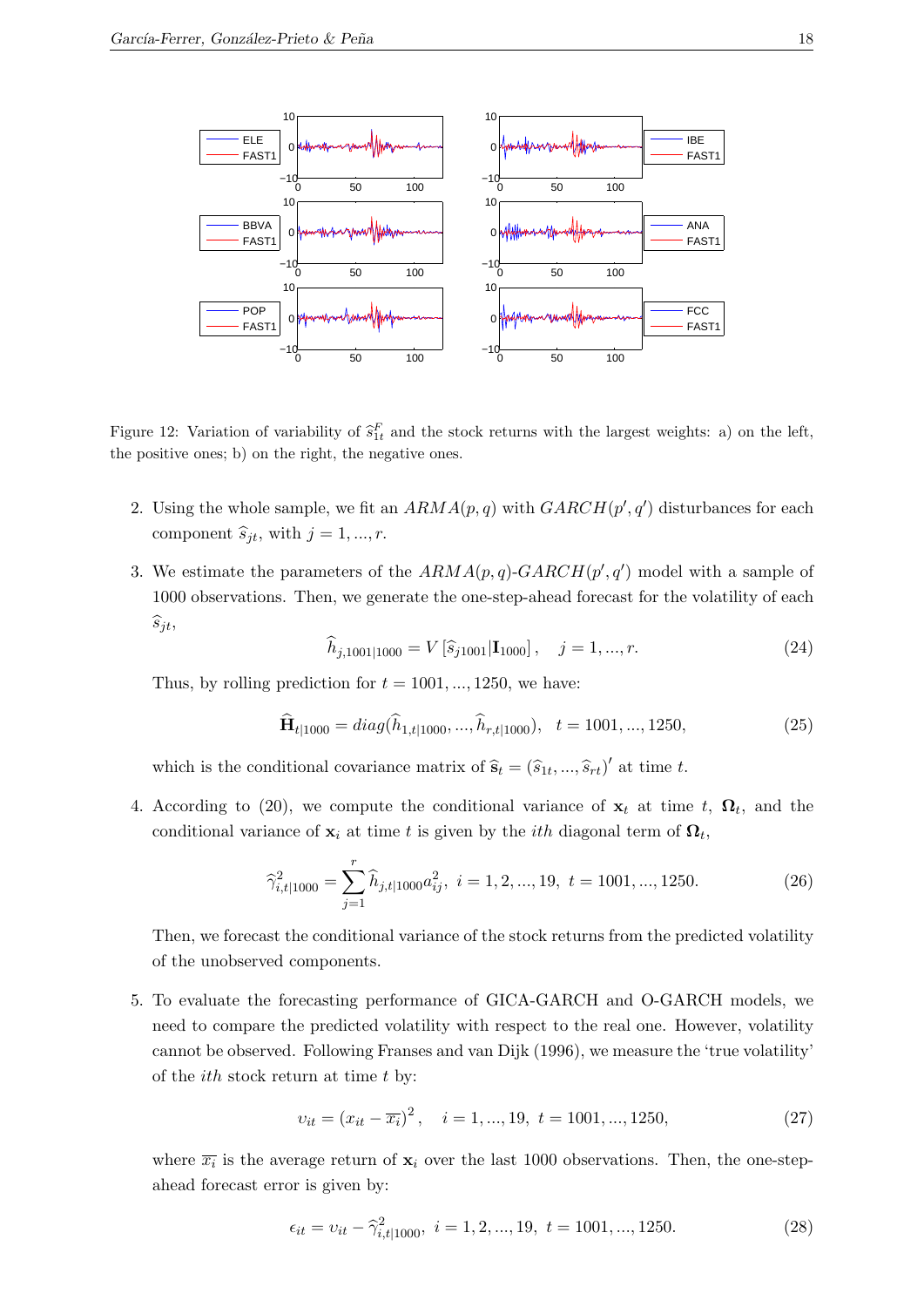Figure 12: Variation of variability of $\widehat{s}_{1t}^F$ and the stock returns with the largest weights: a) on the left, the positive ones; b) on the right, the negative ones.

2. Using the whole sample, we fit an $ARMA(p, q)$ with $GARCH(p', q')$ disturbances for each component $\widehat{s}_{jt}$, with $j = 1, ..., r$.

3. We estimate the parameters of the $ARMA(p, q)$-$GARCH(p', q')$ model with a sample of 1000 observations. Then, we generate the one-step-ahead forecast for the volatility of each $\widehat{s}_{jt}$,

$$\widehat{h}_{j,1001|1000} = V\left[\widehat{s}_{j1001}|\mathbf{I}_{1000}\right], \quad j = 1, ..., r. \tag{24}$$

   Thus, by rolling prediction for $t = 1001, ..., 1250$, we have:

$$\widehat{\mathbf{H}}_{t|1000} = diag(\widehat{h}_{1,t|1000}, ..., \widehat{h}_{r,t|1000}), \quad t = 1001, ..., 1250, \tag{25}$$

   which is the conditional covariance matrix of $\widehat{\mathbf{s}}_t = (\widehat{s}_{1t}, ..., \widehat{s}_{rt})'$ at time $t$.

4. According to (20), we compute the conditional variance of $\mathbf{x}_t$ at time $t$, $\mathbf{\Omega}_t$, and the conditional variance of $\mathbf{x}_i$ at time $t$ is given by the $ith$ diagonal term of $\mathbf{\Omega}_t$,

$$\widehat{\gamma}_{i,t|1000}^2 = \sum_{j=1}^{r} \widehat{h}_{j,t|1000} a_{ij}^2, \;\; i = 1, 2, ..., 19, \;\; t = 1001, ..., 1250. \tag{26}$$

   Then, we forecast the conditional variance of the stock returns from the predicted volatility of the unobserved components.

5. To evaluate the forecasting performance of GICA-GARCH and O-GARCH models, we need to compare the predicted volatility with respect to the real one. However, volatility cannot be observed. Following Franses and van Dijk (1996), we measure the 'true volatility' of the $ith$ stock return at time $t$ by:

$$\upsilon_{it} = \left(x_{it} - \overline{x_i}\right)^2, \quad i = 1, ..., 19, \;\; t = 1001, ..., 1250, \tag{27}$$

   where $\overline{x_i}$ is the average return of $\mathbf{x}_i$ over the last 1000 observations. Then, the one-step-ahead forecast error is given by:

$$\epsilon_{it} = \upsilon_{it} - \widehat{\gamma}_{i,t|1000}^2, \;\; i = 1, 2, ..., 19, \;\; t = 1001, ..., 1250. \tag{28}$$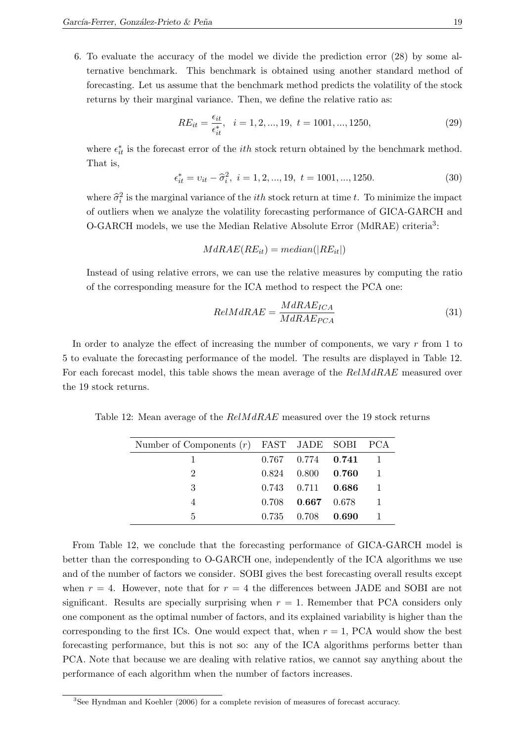6. To evaluate the accuracy of the model we divide the prediction error (28) by some alternative benchmark. This benchmark is obtained using another standard method of forecasting. Let us assume that the benchmark method predicts the volatility of the stock returns by their marginal variance. Then, we define the relative ratio as:

$$RE_{it} = \frac{\epsilon_{it}}{\epsilon^*_{it}}, \quad i = 1, 2, ..., 19, \; t = 1001, ..., 1250, \tag{29}$$

where $\epsilon^*_{it}$ is the forecast error of the $ith$ stock return obtained by the benchmark method. That is,

$$\epsilon^*_{it} = \upsilon_{it} - \widehat{\sigma}^2_i, \; i = 1, 2, ..., 19, \; t = 1001, ..., 1250. \tag{30}$$

where $\widehat{\sigma}^2_i$ is the marginal variance of the $ith$ stock return at time $t$. To minimize the impact of outliers when we analyze the volatility forecasting performance of GICA-GARCH and O-GARCH models, we use the Median Relative Absolute Error (MdRAE) criteria[3]:

$$MdRAE(RE_{it}) = median(|RE_{it}|)$$

Instead of using relative errors, we can use the relative measures by computing the ratio of the corresponding measure for the ICA method to respect the PCA one:

$$RelMdRAE = \frac{MdRAE_{ICA}}{MdRAE_{PCA}} \tag{31}$$

In order to analyze the effect of increasing the number of components, we vary $r$ from 1 to 5 to evaluate the forecasting performance of the model. The results are displayed in Table 12. For each forecast model, this table shows the mean average of the $RelMdRAE$ measured over the 19 stock returns.

Table 12: Mean average of the $RelMdRAE$ measured over the 19 stock returns

| Number of Components ($r$) | FAST | JADE | SOBI | PCA |
|---|---|---|---|---|
| 1 | 0.767 | 0.774 | **0.741** | 1 |
| 2 | 0.824 | 0.800 | **0.760** | 1 |
| 3 | 0.743 | 0.711 | **0.686** | 1 |
| 4 | 0.708 | **0.667** | 0.678 | 1 |
| 5 | 0.735 | 0.708 | **0.690** | 1 |

From Table 12, we conclude that the forecasting performance of GICA-GARCH model is better than the corresponding to O-GARCH one, independently of the ICA algorithms we use and of the number of factors we consider. SOBI gives the best forecasting overall results except when $r = 4$. However, note that for $r = 4$ the differences between JADE and SOBI are not significant. Results are specially surprising when $r = 1$. Remember that PCA considers only one component as the optimal number of factors, and its explained variability is higher than the corresponding to the first ICs. One would expect that, when $r = 1$, PCA would show the best forecasting performance, but this is not so: any of the ICA algorithms performs better than PCA. Note that because we are dealing with relative ratios, we cannot say anything about the performance of each algorithm when the number of factors increases.

[3]See Hyndman and Koehler (2006) for a complete revision of measures of forecast accuracy.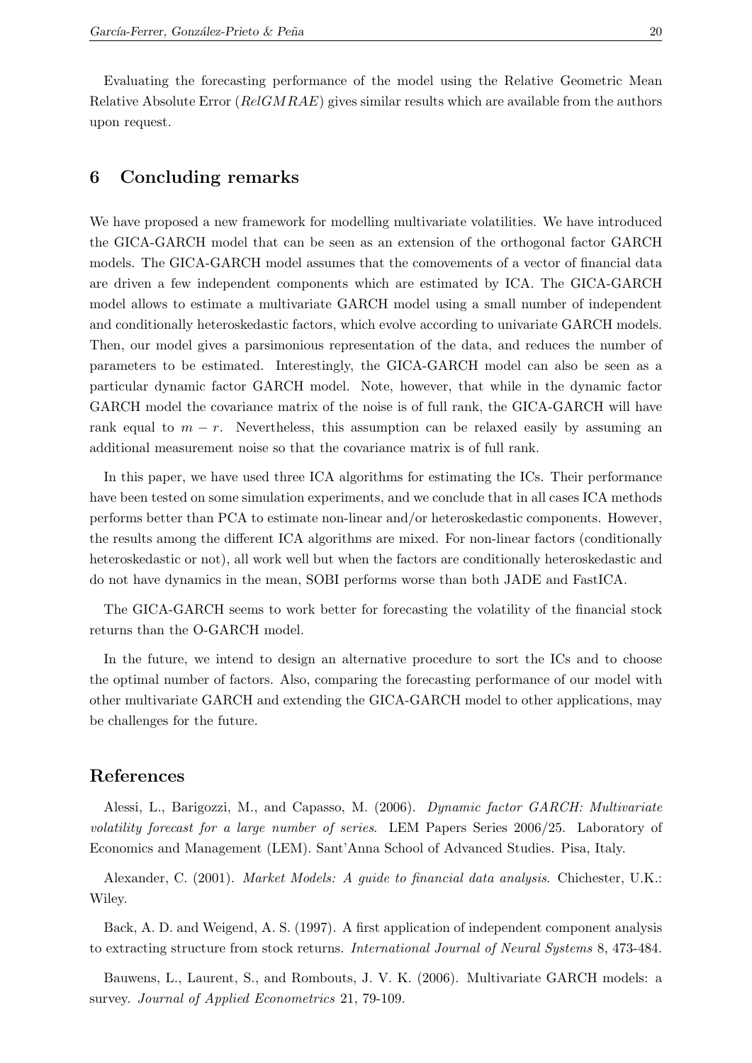Evaluating the forecasting performance of the model using the Relative Geometric Mean Relative Absolute Error (*RelGMRAE*) gives similar results which are available from the authors upon request.

## 6 Concluding remarks

We have proposed a new framework for modelling multivariate volatilities. We have introduced the GICA-GARCH model that can be seen as an extension of the orthogonal factor GARCH models. The GICA-GARCH model assumes that the comovements of a vector of financial data are driven a few independent components which are estimated by ICA. The GICA-GARCH model allows to estimate a multivariate GARCH model using a small number of independent and conditionally heteroskedastic factors, which evolve according to univariate GARCH models. Then, our model gives a parsimonious representation of the data, and reduces the number of parameters to be estimated. Interestingly, the GICA-GARCH model can also be seen as a particular dynamic factor GARCH model. Note, however, that while in the dynamic factor GARCH model the covariance matrix of the noise is of full rank, the GICA-GARCH will have rank equal to $m - r$. Nevertheless, this assumption can be relaxed easily by assuming an additional measurement noise so that the covariance matrix is of full rank.

In this paper, we have used three ICA algorithms for estimating the ICs. Their performance have been tested on some simulation experiments, and we conclude that in all cases ICA methods performs better than PCA to estimate non-linear and/or heteroskedastic components. However, the results among the different ICA algorithms are mixed. For non-linear factors (conditionally heteroskedastic or not), all work well but when the factors are conditionally heteroskedastic and do not have dynamics in the mean, SOBI performs worse than both JADE and FastICA.

The GICA-GARCH seems to work better for forecasting the volatility of the financial stock returns than the O-GARCH model.

In the future, we intend to design an alternative procedure to sort the ICs and to choose the optimal number of factors. Also, comparing the forecasting performance of our model with other multivariate GARCH and extending the GICA-GARCH model to other applications, may be challenges for the future.

## References

Alessi, L., Barigozzi, M., and Capasso, M. (2006). *Dynamic factor GARCH: Multivariate volatility forecast for a large number of series*. LEM Papers Series 2006/25. Laboratory of Economics and Management (LEM). Sant'Anna School of Advanced Studies. Pisa, Italy.

Alexander, C. (2001). *Market Models: A guide to financial data analysis*. Chichester, U.K.: Wiley.

Back, A. D. and Weigend, A. S. (1997). A first application of independent component analysis to extracting structure from stock returns. *International Journal of Neural Systems* 8, 473-484.

Bauwens, L., Laurent, S., and Rombouts, J. V. K. (2006). Multivariate GARCH models: a survey. *Journal of Applied Econometrics* 21, 79-109.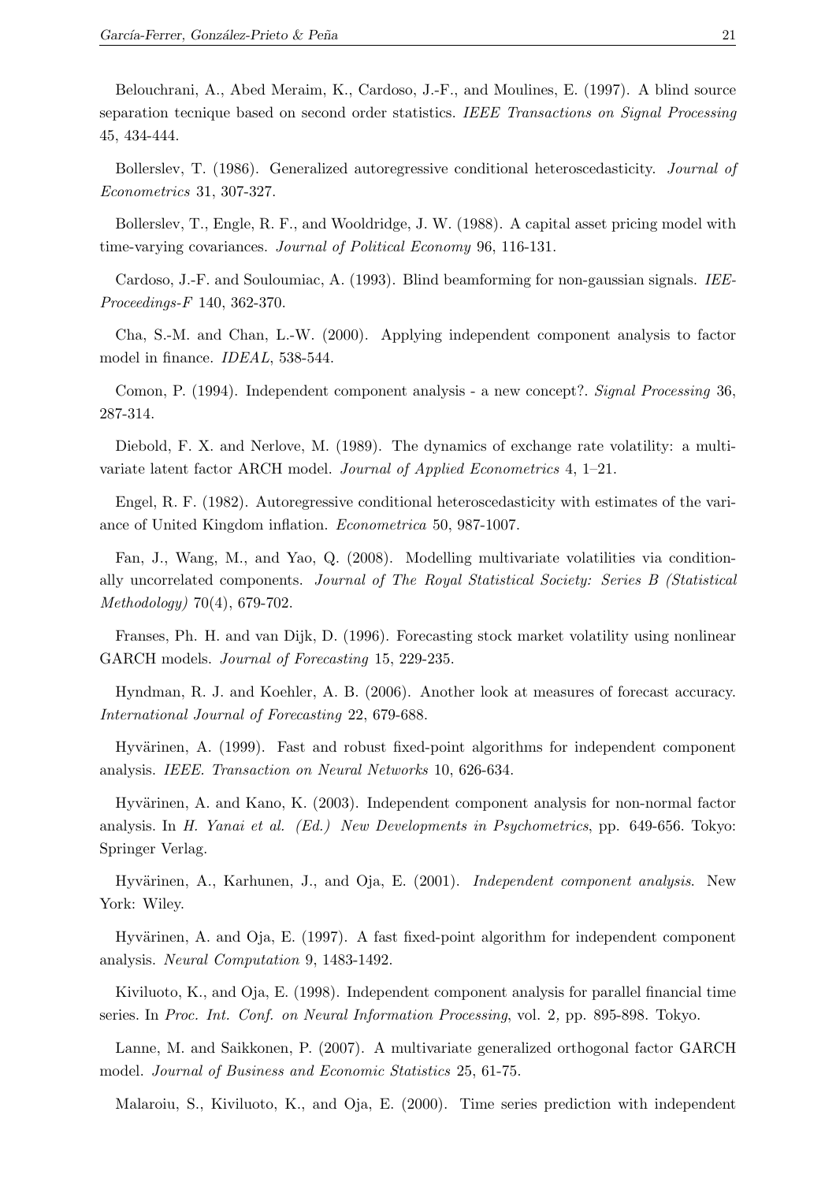Belouchrani, A., Abed Meraim, K., Cardoso, J.-F., and Moulines, E. (1997). A blind source separation tecnique based on second order statistics. *IEEE Transactions on Signal Processing* 45, 434-444.

Bollerslev, T. (1986). Generalized autoregressive conditional heteroscedasticity. *Journal of Econometrics* 31, 307-327.

Bollerslev, T., Engle, R. F., and Wooldridge, J. W. (1988). A capital asset pricing model with time-varying covariances. *Journal of Political Economy* 96, 116-131.

Cardoso, J.-F. and Souloumiac, A. (1993). Blind beamforming for non-gaussian signals. *IEE-Proceedings-F* 140, 362-370.

Cha, S.-M. and Chan, L.-W. (2000). Applying independent component analysis to factor model in finance. *IDEAL*, 538-544.

Comon, P. (1994). Independent component analysis - a new concept?. *Signal Processing* 36, 287-314.

Diebold, F. X. and Nerlove, M. (1989). The dynamics of exchange rate volatility: a multivariate latent factor ARCH model. *Journal of Applied Econometrics* 4, 1–21.

Engel, R. F. (1982). Autoregressive conditional heteroscedasticity with estimates of the variance of United Kingdom inflation. *Econometrica* 50, 987-1007.

Fan, J., Wang, M., and Yao, Q. (2008). Modelling multivariate volatilities via conditionally uncorrelated components. *Journal of The Royal Statistical Society: Series B (Statistical Methodology)* 70(4), 679-702.

Franses, Ph. H. and van Dijk, D. (1996). Forecasting stock market volatility using nonlinear GARCH models. *Journal of Forecasting* 15, 229-235.

Hyndman, R. J. and Koehler, A. B. (2006). Another look at measures of forecast accuracy. *International Journal of Forecasting* 22, 679-688.

Hyvärinen, A. (1999). Fast and robust fixed-point algorithms for independent component analysis. *IEEE. Transaction on Neural Networks* 10, 626-634.

Hyvärinen, A. and Kano, K. (2003). Independent component analysis for non-normal factor analysis. In *H. Yanai et al. (Ed.) New Developments in Psychometrics*, pp. 649-656. Tokyo: Springer Verlag.

Hyvärinen, A., Karhunen, J., and Oja, E. (2001). *Independent component analysis*. New York: Wiley.

Hyvärinen, A. and Oja, E. (1997). A fast fixed-point algorithm for independent component analysis. *Neural Computation* 9, 1483-1492.

Kiviluoto, K., and Oja, E. (1998). Independent component analysis for parallel financial time series. In *Proc. Int. Conf. on Neural Information Processing*, vol. 2, pp. 895-898. Tokyo.

Lanne, M. and Saikkonen, P. (2007). A multivariate generalized orthogonal factor GARCH model. *Journal of Business and Economic Statistics* 25, 61-75.

Malaroiu, S., Kiviluoto, K., and Oja, E. (2000). Time series prediction with independent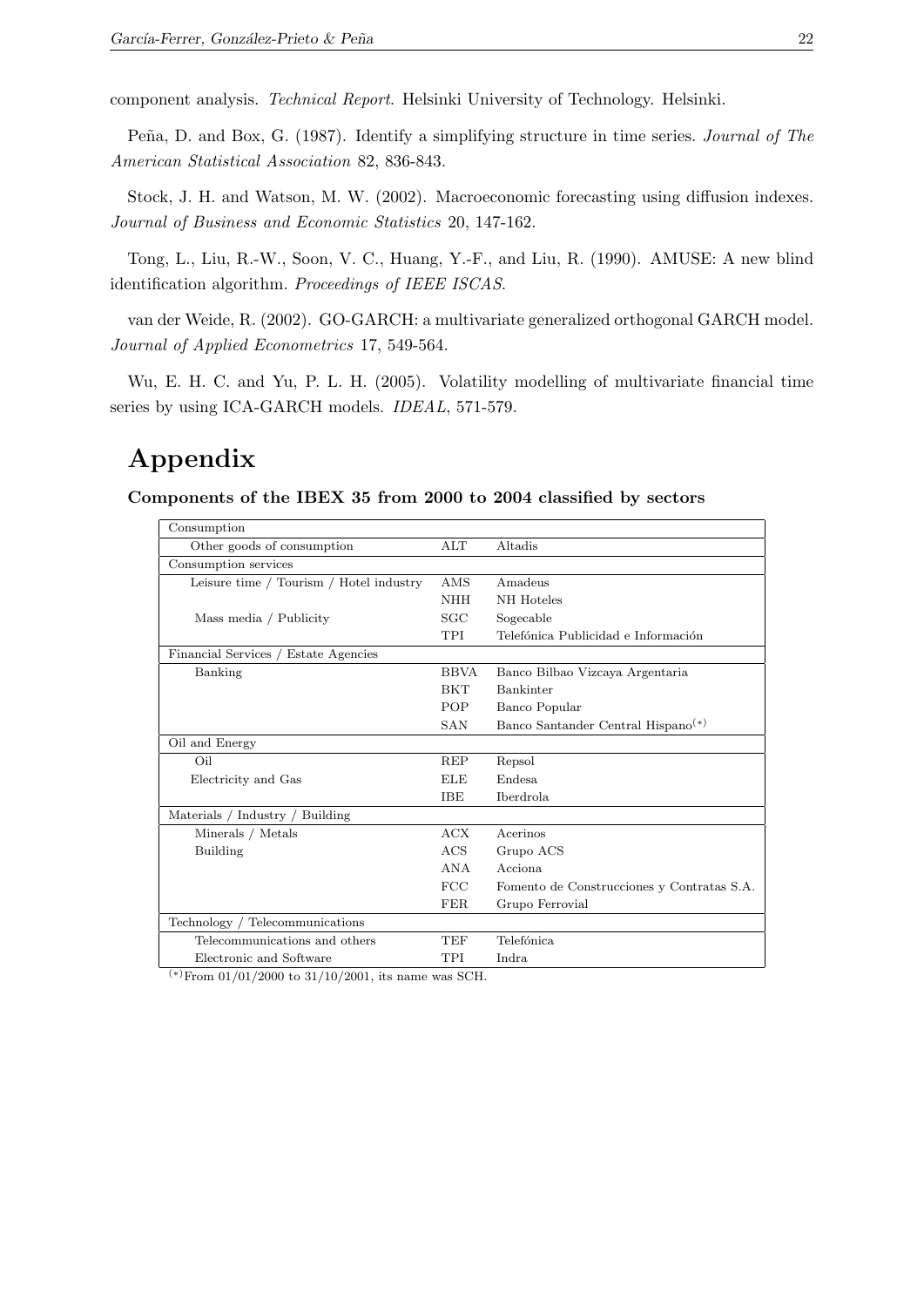component analysis. *Technical Report*. Helsinki University of Technology. Helsinki.

Peña, D. and Box, G. (1987). Identify a simplifying structure in time series. *Journal of The American Statistical Association* 82, 836-843.

Stock, J. H. and Watson, M. W. (2002). Macroeconomic forecasting using diffusion indexes. *Journal of Business and Economic Statistics* 20, 147-162.

Tong, L., Liu, R.-W., Soon, V. C., Huang, Y.-F., and Liu, R. (1990). AMUSE: A new blind identification algorithm. *Proceedings of IEEE ISCAS*.

van der Weide, R. (2002). GO-GARCH: a multivariate generalized orthogonal GARCH model. *Journal of Applied Econometrics* 17, 549-564.

Wu, E. H. C. and Yu, P. L. H. (2005). Volatility modelling of multivariate financial time series by using ICA-GARCH models. *IDEAL*, 571-579.

# Appendix

**Components of the IBEX 35 from 2000 to 2004 classified by sectors**

| Sector | Code | Company |
|---|---|---|
| Consumption | | |
| Other goods of consumption | ALT | Altadis |
| Consumption services | | |
| Leisure time / Tourism / Hotel industry | AMS | Amadeus |
| | NHH | NH Hoteles |
| Mass media / Publicity | SGC | Sogecable |
| | TPI | Telefónica Publicidad e Información |
| Financial Services / Estate Agencies | | |
| Banking | BBVA | Banco Bilbao Vizcaya Argentaria |
| | BKT | Bankinter |
| | POP | Banco Popular |
| | SAN | Banco Santander Central Hispano(*) |
| Oil and Energy | | |
| Oil | REP | Repsol |
| Electricity and Gas | ELE | Endesa |
| | IBE | Iberdrola |
| Materials / Industry / Building | | |
| Minerals / Metals | ACX | Acerinos |
| Building | ACS | Grupo ACS |
| | ANA | Acciona |
| | FCC | Fomento de Construcciones y Contratas S.A. |
| | FER | Grupo Ferrovial |
| Technology / Telecommunications | | |
| Telecommunications and others | TEF | Telefónica |
| Electronic and Software | TPI | Indra |

(*) From 01/01/2000 to 31/10/2001, its name was SCH.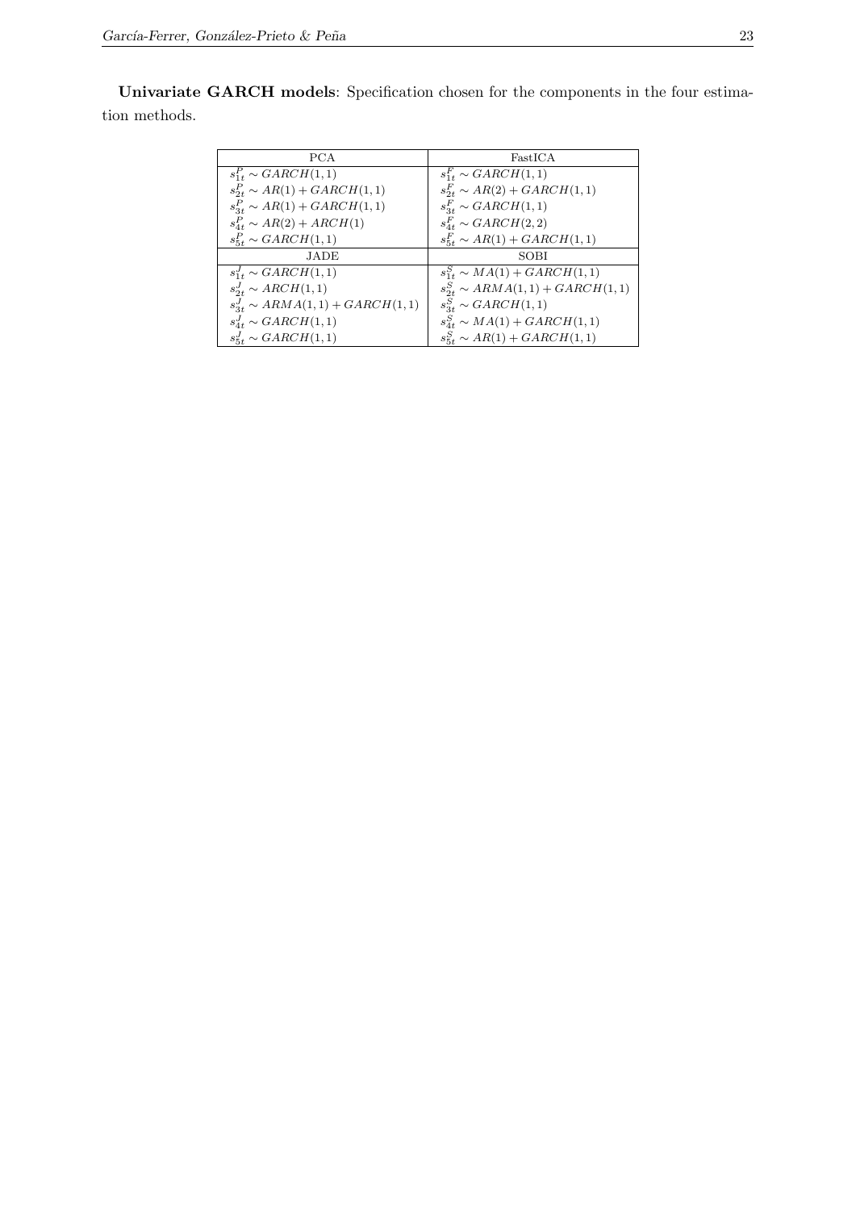**Univariate GARCH models**: Specification chosen for the components in the four estimation methods.

| PCA | FastICA |
|---|---|
| $s^P_{1t} \sim GARCH(1,1)$ | $s^F_{1t} \sim GARCH(1,1)$ |
| $s^P_{2t} \sim AR(1) + GARCH(1,1)$ | $s^F_{2t} \sim AR(2) + GARCH(1,1)$ |
| $s^P_{3t} \sim AR(1) + GARCH(1,1)$ | $s^F_{3t} \sim GARCH(1,1)$ |
| $s^P_{4t} \sim AR(2) + ARCH(1)$ | $s^F_{4t} \sim GARCH(2,2)$ |
| $s^P_{5t} \sim GARCH(1,1)$ | $s^F_{5t} \sim AR(1) + GARCH(1,1)$ |
| JADE | SOBI |
| $s^J_{1t} \sim GARCH(1,1)$ | $s^S_{1t} \sim MA(1) + GARCH(1,1)$ |
| $s^J_{2t} \sim ARCH(1,1)$ | $s^S_{2t} \sim ARMA(1,1) + GARCH(1,1)$ |
| $s^J_{3t} \sim ARMA(1,1) + GARCH(1,1)$ | $s^S_{3t} \sim GARCH(1,1)$ |
| $s^J_{4t} \sim GARCH(1,1)$ | $s^S_{4t} \sim MA(1) + GARCH(1,1)$ |
| $s^J_{5t} \sim GARCH(1,1)$ | $s^S_{5t} \sim AR(1) + GARCH(1,1)$ |